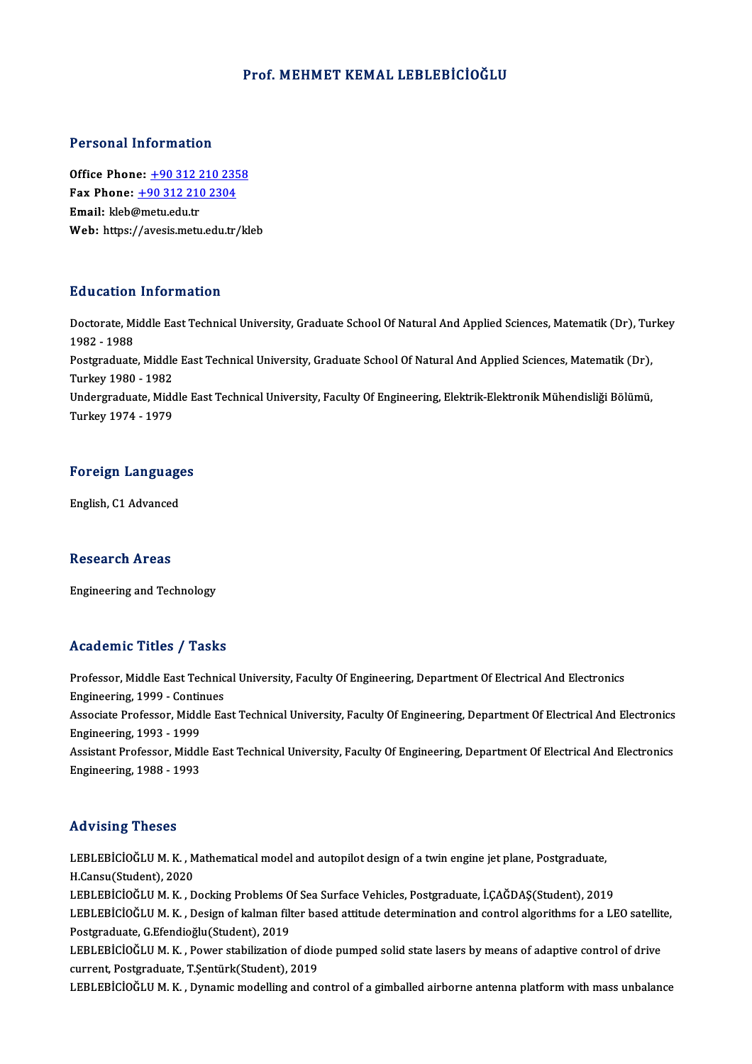// Prof. MEHMET KEMAL LEBLEBİCİOĞLU

## Personal Information

**Office Phone:** +90 312 210 2358
**Fax Phone:** +90 312 210 2304
**Email:** kleb@metu.edu.tr
**Web:** https://avesis.metu.edu.tr/kleb

## Education Information

Doctorate, Middle East Technical University, Graduate School Of Natural And Applied Sciences, Matematik (Dr), Turkey 1982 - 1988
Postgraduate, Middle East Technical University, Graduate School Of Natural And Applied Sciences, Matematik (Dr), Turkey 1980 - 1982
Undergraduate, Middle East Technical University, Faculty Of Engineering, Elektrik-Elektronik Mühendisliği Bölümü, Turkey 1974 - 1979

## Foreign Languages

English, C1 Advanced

## Research Areas

Engineering and Technology

## Academic Titles / Tasks

Professor, Middle East Technical University, Faculty Of Engineering, Department Of Electrical And Electronics Engineering, 1999 - Continues
Associate Professor, Middle East Technical University, Faculty Of Engineering, Department Of Electrical And Electronics Engineering, 1993 - 1999
Assistant Professor, Middle East Technical University, Faculty Of Engineering, Department Of Electrical And Electronics Engineering, 1988 - 1993

## Advising Theses

LEBLEBİCİOĞLU M. K. , Mathematical model and autopilot design of a twin engine jet plane, Postgraduate, H.Cansu(Student), 2020
LEBLEBİCİOĞLU M. K. , Docking Problems Of Sea Surface Vehicles, Postgraduate, İ.ÇAĞDAŞ(Student), 2019
LEBLEBİCİOĞLU M. K. , Design of kalman filter based attitude determination and control algorithms for a LEO satellite, Postgraduate, G.Efendioğlu(Student), 2019
LEBLEBİCİOĞLU M. K. , Power stabilization of diode pumped solid state lasers by means of adaptive control of drive current, Postgraduate, T.Şentürk(Student), 2019
LEBLEBİCİOĞLU M. K. , Dynamic modelling and control of a gimballed airborne antenna platform with mass unbalance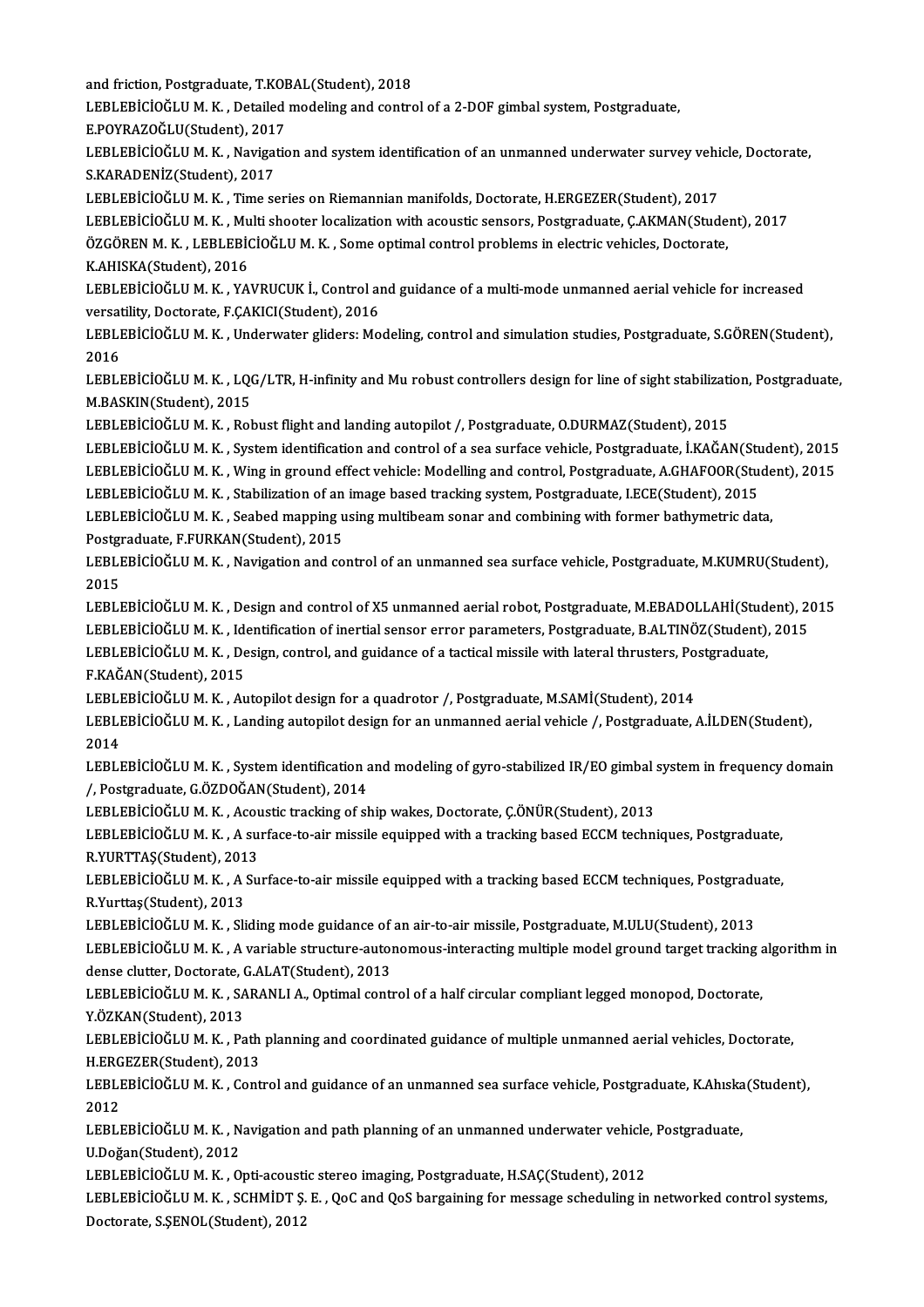and friction, Postgraduate, T.KOBAL(Student), 2018

LEBLEBİCİOĞLU M. K. , Detailed modeling and control of a 2-DOF gimbal system, Postgraduate, E.POYRAZOĞLU(Student), 2017

LEBLEBİCİOĞLU M. K. , Navigation and system identification of an unmanned underwater survey vehicle, Doctorate, S.KARADENİZ(Student), 2017

LEBLEBİCİOĞLU M. K. , Time series on Riemannian manifolds, Doctorate, H.ERGEZER(Student), 2017

LEBLEBİCİOĞLU M. K. , Multi shooter localization with acoustic sensors, Postgraduate, Ç.AKMAN(Student), 2017

ÖZGÖREN M. K. , LEBLEBİCİOĞLU M. K. , Some optimal control problems in electric vehicles, Doctorate, K.AHISKA(Student), 2016

LEBLEBİCİOĞLU M. K. , YAVRUCUK İ., Control and guidance of a multi-mode unmanned aerial vehicle for increased versatility, Doctorate, F.ÇAKICI(Student), 2016

LEBLEBİCİOĞLU M. K. , Underwater gliders: Modeling, control and simulation studies, Postgraduate, S.GÖREN(Student), 2016

LEBLEBİCİOĞLU M. K. , LQG/LTR, H-infinity and Mu robust controllers design for line of sight stabilization, Postgraduate, M.BASKIN(Student), 2015

LEBLEBİCİOĞLU M. K. , Robust flight and landing autopilot /, Postgraduate, O.DURMAZ(Student), 2015

LEBLEBİCİOĞLU M. K. , System identification and control of a sea surface vehicle, Postgraduate, İ.KAĞAN(Student), 2015

LEBLEBİCİOĞLU M. K. , Wing in ground effect vehicle: Modelling and control, Postgraduate, A.GHAFOOR(Student), 2015

LEBLEBİCİOĞLU M. K. , Stabilization of an image based tracking system, Postgraduate, I.ECE(Student), 2015

LEBLEBİCİOĞLU M. K. , Seabed mapping using multibeam sonar and combining with former bathymetric data, Postgraduate, F.FURKAN(Student), 2015

LEBLEBİCİOĞLU M. K. , Navigation and control of an unmanned sea surface vehicle, Postgraduate, M.KUMRU(Student), 2015

LEBLEBİCİOĞLU M. K. , Design and control of X5 unmanned aerial robot, Postgraduate, M.EBADOLLAHİ(Student), 2015

LEBLEBİCİOĞLU M. K. , Identification of inertial sensor error parameters, Postgraduate, B.ALTINÖZ(Student), 2015

LEBLEBİCİOĞLU M. K. , Design, control, and guidance of a tactical missile with lateral thrusters, Postgraduate, F.KAĞAN(Student), 2015

LEBLEBİCİOĞLU M. K. , Autopilot design for a quadrotor /, Postgraduate, M.SAMİ(Student), 2014

LEBLEBİCİOĞLU M. K. , Landing autopilot design for an unmanned aerial vehicle /, Postgraduate, A.İLDEN(Student), 2014

LEBLEBİCİOĞLU M. K. , System identification and modeling of gyro-stabilized IR/EO gimbal system in frequency domain /, Postgraduate, G.ÖZDOĞAN(Student), 2014

LEBLEBİCİOĞLU M. K. , Acoustic tracking of ship wakes, Doctorate, Ç.ÖNÜR(Student), 2013

LEBLEBİCİOĞLU M. K. , A surface-to-air missile equipped with a tracking based ECCM techniques, Postgraduate, R.YURTTAŞ(Student), 2013

LEBLEBİCİOĞLU M. K. , A Surface-to-air missile equipped with a tracking based ECCM techniques, Postgraduate, R.Yurttaş(Student), 2013

LEBLEBİCİOĞLU M. K. , Sliding mode guidance of an air-to-air missile, Postgraduate, M.ULU(Student), 2013

LEBLEBİCİOĞLU M. K. , A variable structure-autonomous-interacting multiple model ground target tracking algorithm in dense clutter, Doctorate, G.ALAT(Student), 2013

LEBLEBİCİOĞLU M. K. , SARANLI A., Optimal control of a half circular compliant legged monopod, Doctorate, Y.ÖZKAN(Student), 2013

LEBLEBİCİOĞLU M. K. , Path planning and coordinated guidance of multiple unmanned aerial vehicles, Doctorate, H.ERGEZER(Student), 2013

LEBLEBİCİOĞLU M. K. , Control and guidance of an unmanned sea surface vehicle, Postgraduate, K.Ahıska(Student), 2012

LEBLEBİCİOĞLU M. K. , Navigation and path planning of an unmanned underwater vehicle, Postgraduate, U.Doğan(Student), 2012

LEBLEBİCİOĞLU M. K. , Opti-acoustic stereo imaging, Postgraduate, H.SAÇ(Student), 2012

LEBLEBİCİOĞLU M. K. , SCHMİDT Ş. E. , QoC and QoS bargaining for message scheduling in networked control systems, Doctorate, S.ŞENOL(Student), 2012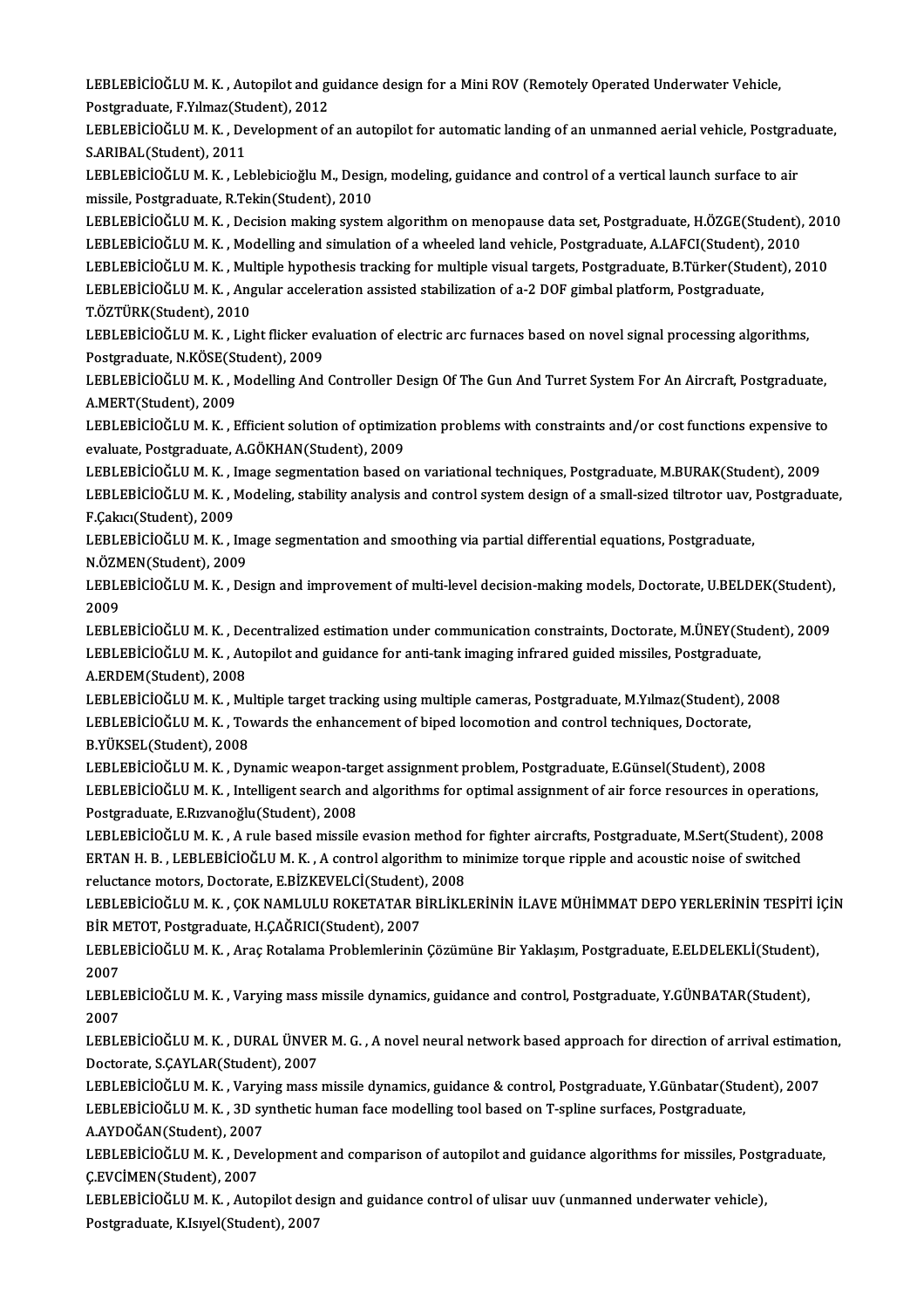LEBLEBİCİOĞLU M. K. , Autopilot and guidance design for a Mini ROV (Remotely Operated Underwater Vehicle, Postgraduate, F.Yılmaz(Student), 2012

LEBLEBİCİOĞLU M. K. , Development of an autopilot for automatic landing of an unmanned aerial vehicle, Postgraduate, S.ARIBAL(Student), 2011

LEBLEBİCİOĞLU M. K. , Leblebicioğlu M., Design, modeling, guidance and control of a vertical launch surface to air missile, Postgraduate, R.Tekin(Student), 2010

LEBLEBİCİOĞLU M. K. , Decision making system algorithm on menopause data set, Postgraduate, H.ÖZGE(Student), 2010

LEBLEBİCİOĞLU M. K. , Modelling and simulation of a wheeled land vehicle, Postgraduate, A.LAFCI(Student), 2010

LEBLEBİCİOĞLU M. K. , Multiple hypothesis tracking for multiple visual targets, Postgraduate, B.Türker(Student), 2010

LEBLEBİCİOĞLU M. K. , Angular acceleration assisted stabilization of a-2 DOF gimbal platform, Postgraduate, T.ÖZTÜRK(Student), 2010

LEBLEBİCİOĞLU M. K. , Light flicker evaluation of electric arc furnaces based on novel signal processing algorithms, Postgraduate, N.KÖSE(Student), 2009

LEBLEBİCİOĞLU M. K. , Modelling And Controller Design Of The Gun And Turret System For An Aircraft, Postgraduate, A.MERT(Student), 2009

LEBLEBİCİOĞLU M. K. , Efficient solution of optimization problems with constraints and/or cost functions expensive to evaluate, Postgraduate, A.GÖKHAN(Student), 2009

LEBLEBİCİOĞLU M. K. , Image segmentation based on variational techniques, Postgraduate, M.BURAK(Student), 2009

LEBLEBİCİOĞLU M. K. , Modeling, stability analysis and control system design of a small-sized tiltrotor uav, Postgraduate, F.Çakıcı(Student), 2009

LEBLEBİCİOĞLU M. K. , Image segmentation and smoothing via partial differential equations, Postgraduate, N.ÖZMEN(Student), 2009

LEBLEBİCİOĞLU M. K. , Design and improvement of multi-level decision-making models, Doctorate, U.BELDEK(Student), 2009

LEBLEBİCİOĞLU M. K. , Decentralized estimation under communication constraints, Doctorate, M.ÜNEY(Student), 2009

LEBLEBİCİOĞLU M. K. , Autopilot and guidance for anti-tank imaging infrared guided missiles, Postgraduate, A.ERDEM(Student), 2008

LEBLEBİCİOĞLU M. K. , Multiple target tracking using multiple cameras, Postgraduate, M.Yılmaz(Student), 2008

LEBLEBİCİOĞLU M. K. , Towards the enhancement of biped locomotion and control techniques, Doctorate, B.YÜKSEL(Student), 2008

LEBLEBİCİOĞLU M. K. , Dynamic weapon-target assignment problem, Postgraduate, E.Günsel(Student), 2008

LEBLEBİCİOĞLU M. K. , Intelligent search and algorithms for optimal assignment of air force resources in operations, Postgraduate, E.Rızvanoğlu(Student), 2008

LEBLEBİCİOĞLU M. K. , A rule based missile evasion method for fighter aircrafts, Postgraduate, M.Sert(Student), 2008

ERTAN H. B. , LEBLEBİCİOĞLU M. K. , A control algorithm to minimize torque ripple and acoustic noise of switched reluctance motors, Doctorate, E.BİZKEVELCİ(Student), 2008

LEBLEBİCİOĞLU M. K. , ÇOK NAMLULU ROKETATAR BİRLİKLERİNİN İLAVE MÜHİMMAT DEPO YERLERİNİN TESPİTİ İÇİN BİR METOT, Postgraduate, H.ÇAĞRICI(Student), 2007

LEBLEBİCİOĞLU M. K. , Araç Rotalama Problemlerinin Çözümüne Bir Yaklaşım, Postgraduate, E.ELDELEKLİ(Student), 2007

LEBLEBİCİOĞLU M. K. , Varying mass missile dynamics, guidance and control, Postgraduate, Y.GÜNBATAR(Student), 2007

LEBLEBİCİOĞLU M. K. , DURAL ÜNVER M. G. , A novel neural network based approach for direction of arrival estimation, Doctorate, S.ÇAYLAR(Student), 2007

LEBLEBİCİOĞLU M. K. , Varying mass missile dynamics, guidance & control, Postgraduate, Y.Günbatar(Student), 2007

LEBLEBİCİOĞLU M. K. , 3D synthetic human face modelling tool based on T-spline surfaces, Postgraduate, A.AYDOĞAN(Student), 2007

LEBLEBİCİOĞLU M. K. , Development and comparison of autopilot and guidance algorithms for missiles, Postgraduate, Ç.EVCİMEN(Student), 2007

LEBLEBİCİOĞLU M. K. , Autopilot design and guidance control of ulisar uuv (unmanned underwater vehicle), Postgraduate, K.Isıyel(Student), 2007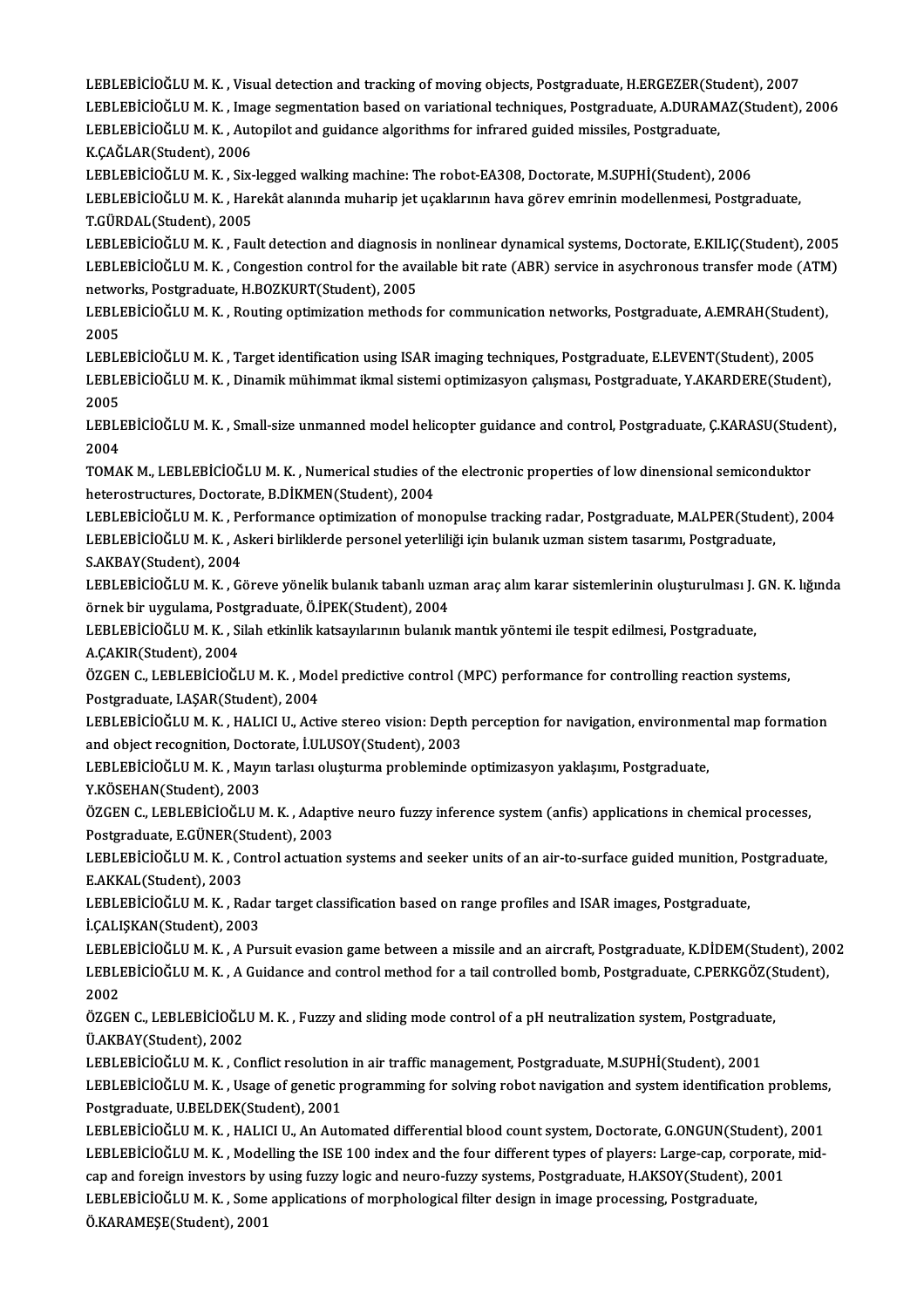LEBLEBİCİOĞLU M. K. , Visual detection and tracking of moving objects, Postgraduate, H.ERGEZER(Student), 2007

LEBLEBİCİOĞLU M. K. , Image segmentation based on variational techniques, Postgraduate, A.DURAMAZ(Student), 2006

LEBLEBİCİOĞLU M. K. , Autopilot and guidance algorithms for infrared guided missiles, Postgraduate, K.ÇAĞLAR(Student), 2006

LEBLEBİCİOĞLU M. K. , Six-legged walking machine: The robot-EA308, Doctorate, M.SUPHİ(Student), 2006

LEBLEBİCİOĞLU M. K. , Harekât alanında muharip jet uçaklarının hava görev emrinin modellenmesi, Postgraduate, T.GÜRDAL(Student), 2005

LEBLEBİCİOĞLU M. K. , Fault detection and diagnosis in nonlinear dynamical systems, Doctorate, E.KILIÇ(Student), 2005

LEBLEBİCİOĞLU M. K. , Congestion control for the available bit rate (ABR) service in asychronous transfer mode (ATM) networks, Postgraduate, H.BOZKURT(Student), 2005

LEBLEBİCİOĞLU M. K. , Routing optimization methods for communication networks, Postgraduate, A.EMRAH(Student), 2005

LEBLEBİCİOĞLU M. K. , Target identification using ISAR imaging techniques, Postgraduate, E.LEVENT(Student), 2005

LEBLEBİCİOĞLU M. K. , Dinamik mühimmat ikmal sistemi optimizasyon çalışması, Postgraduate, Y.AKARDERE(Student), 2005

LEBLEBİCİOĞLU M. K. , Small-size unmanned model helicopter guidance and control, Postgraduate, Ç.KARASU(Student), 2004

TOMAK M., LEBLEBİCİOĞLU M. K. , Numerical studies of the electronic properties of low dimensional semiconduktor heterostructures, Doctorate, B.DİKMEN(Student), 2004

LEBLEBİCİOĞLU M. K. , Performance optimization of monopulse tracking radar, Postgraduate, M.ALPER(Student), 2004

LEBLEBİCİOĞLU M. K. , Askeri birliklerde personel yeterliliği için bulanık uzman sistem tasarımı, Postgraduate, S.AKBAY(Student), 2004

LEBLEBİCİOĞLU M. K. , Göreve yönelik bulanık tabanlı uzman araç alım karar sistemlerinin oluşturulması J. GN. K. lığında örnek bir uygulama, Postgraduate, Ö.İPEK(Student), 2004

LEBLEBİCİOĞLU M. K. , Silah etkinlik katsayılarının bulanık mantık yöntemi ile tespit edilmesi, Postgraduate, A.ÇAKIR(Student), 2004

ÖZGEN C., LEBLEBİCİOĞLU M. K. , Model predictive control (MPC) performance for controlling reaction systems, Postgraduate, I.AŞAR(Student), 2004

LEBLEBİCİOĞLU M. K. , HALICI U., Active stereo vision: Depth perception for navigation, environmental map formation and object recognition, Doctorate, İ.ULUSOY(Student), 2003

LEBLEBİCİOĞLU M. K. , Mayın tarlası oluşturma probleminde optimizasyon yaklaşımı, Postgraduate, Y.KÖSEHAN(Student), 2003

ÖZGEN C., LEBLEBİCİOĞLU M. K. , Adaptive neuro fuzzy inference system (anfis) applications in chemical processes, Postgraduate, E.GÜNER(Student), 2003

LEBLEBİCİOĞLU M. K. , Control actuation systems and seeker units of an air-to-surface guided munition, Postgraduate, E.AKKAL(Student), 2003

LEBLEBİCİOĞLU M. K. , Radar target classification based on range profiles and ISAR images, Postgraduate, İ.ÇALIŞKAN(Student), 2003

LEBLEBİCİOĞLU M. K. , A Pursuit evasion game between a missile and an aircraft, Postgraduate, K.DİDEM(Student), 2002

LEBLEBİCİOĞLU M. K. , A Guidance and control method for a tail controlled bomb, Postgraduate, C.PERKGÖZ(Student), 2002

ÖZGEN C., LEBLEBİCİOĞLU M. K. , Fuzzy and sliding mode control of a pH neutralization system, Postgraduate, Ü.AKBAY(Student), 2002

LEBLEBİCİOĞLU M. K. , Conflict resolution in air traffic management, Postgraduate, M.SUPHİ(Student), 2001

LEBLEBİCİOĞLU M. K. , Usage of genetic programming for solving robot navigation and system identification problems, Postgraduate, U.BELDEK(Student), 2001

LEBLEBİCİOĞLU M. K. , HALICI U., An Automated differential blood count system, Doctorate, G.ONGUN(Student), 2001

LEBLEBİCİOĞLU M. K. , Modelling the ISE 100 index and the four different types of players: Large-cap, corporate, mid-cap and foreign investors by using fuzzy logic and neuro-fuzzy systems, Postgraduate, H.AKSOY(Student), 2001

LEBLEBİCİOĞLU M. K. , Some applications of morphological filter design in image processing, Postgraduate, Ö.KARAMEŞE(Student), 2001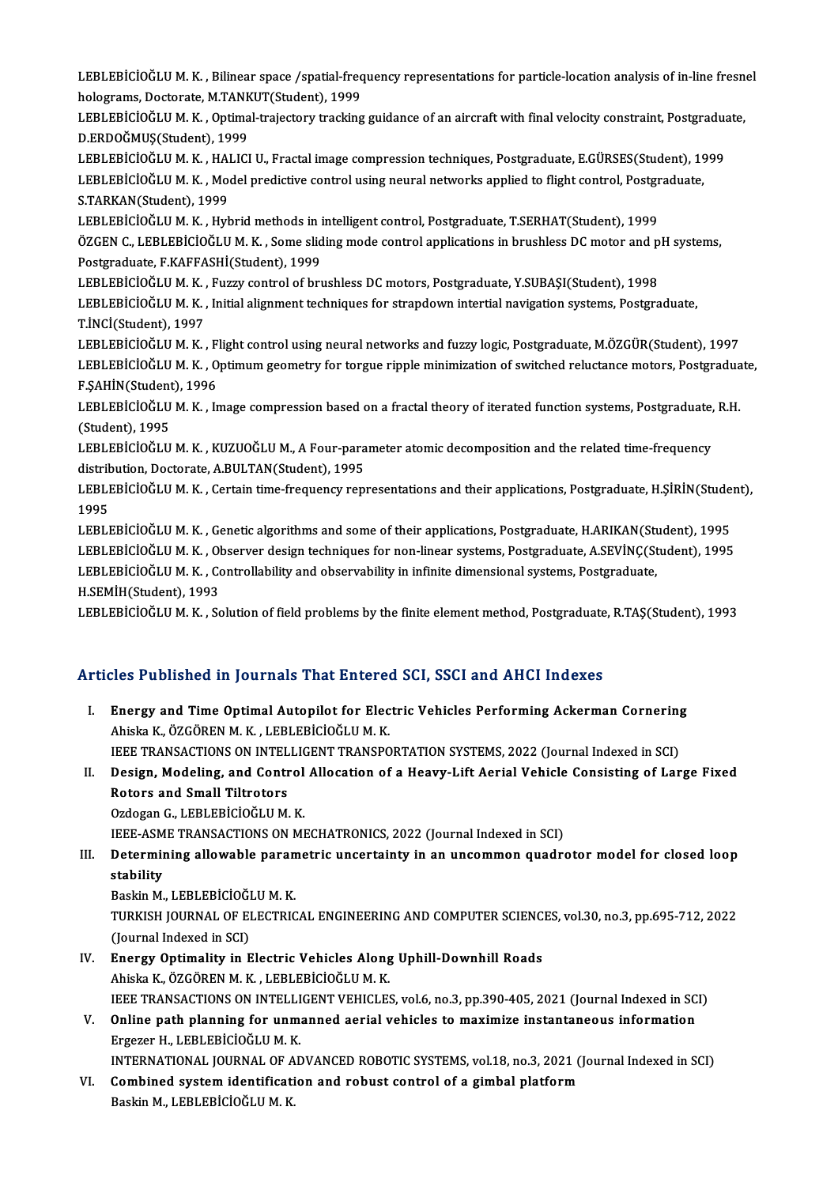LEBLEBİCİOĞLU M. K. , Bilinear space /spatial-frequency representations for particle-location analysis of in-line fresnel holograms, Doctorate, M.TANKUT(Student), 1999

LEBLEBİCİOĞLU M. K. , Optimal-trajectory tracking guidance of an aircraft with final velocity constraint, Postgraduate, D.ERDOĞMUŞ(Student), 1999

LEBLEBİCİOĞLU M. K. , HALICI U., Fractal image compression techniques, Postgraduate, E.GÜRSES(Student), 1999

LEBLEBİCİOĞLU M. K. , Model predictive control using neural networks applied to flight control, Postgraduate, S.TARKAN(Student), 1999

LEBLEBİCİOĞLU M. K. , Hybrid methods in intelligent control, Postgraduate, T.SERHAT(Student), 1999

ÖZGEN C., LEBLEBİCİOĞLU M. K. , Some sliding mode control applications in brushless DC motor and pH systems, Postgraduate, F.KAFFASHİ(Student), 1999

LEBLEBİCİOĞLU M. K. , Fuzzy control of brushless DC motors, Postgraduate, Y.SUBAŞI(Student), 1998

LEBLEBİCİOĞLU M. K. , Initial alignment techniques for strapdown intertial navigation systems, Postgraduate, T.İNCİ(Student), 1997

LEBLEBİCİOĞLU M. K. , Flight control using neural networks and fuzzy logic, Postgraduate, M.ÖZGÜR(Student), 1997

LEBLEBİCİOĞLU M. K. , Optimum geometry for torgue ripple minimization of switched reluctance motors, Postgraduate, F.ŞAHİN(Student), 1996

LEBLEBİCİOĞLU M. K. , Image compression based on a fractal theory of iterated function systems, Postgraduate, R.H.(Student), 1995

LEBLEBİCİOĞLU M. K. , KUZUOĞLU M., A Four-parameter atomic decomposition and the related time-frequency distribution, Doctorate, A.BULTAN(Student), 1995

LEBLEBİCİOĞLU M. K. , Certain time-frequency representations and their applications, Postgraduate, H.ŞİRİN(Student), 1995

LEBLEBİCİOĞLU M. K. , Genetic algorithms and some of their applications, Postgraduate, H.ARIKAN(Student), 1995

LEBLEBİCİOĞLU M. K. , Observer design techniques for non-linear systems, Postgraduate, A.SEVİNÇ(Student), 1995

LEBLEBİCİOĞLU M. K. , Controllability and observability in infinite dimensional systems, Postgraduate, H.SEMİH(Student), 1993

LEBLEBİCİOĞLU M. K. , Solution of field problems by the finite element method, Postgraduate, R.TAŞ(Student), 1993

## Articles Published in Journals That Entered SCI, SSCI and AHCI Indexes

I. **Energy and Time Optimal Autopilot for Electric Vehicles Performing Ackerman Cornering**
   Ahiska K., ÖZGÖREN M. K. , LEBLEBİCİOĞLU M. K.
   IEEE TRANSACTIONS ON INTELLIGENT TRANSPORTATION SYSTEMS, 2022 (Journal Indexed in SCI)

II. **Design, Modeling, and Control Allocation of a Heavy-Lift Aerial Vehicle Consisting of Large Fixed Rotors and Small Tiltrotors**
   Ozdogan G., LEBLEBİCİOĞLU M. K.
   IEEE-ASME TRANSACTIONS ON MECHATRONICS, 2022 (Journal Indexed in SCI)

III. **Determining allowable parametric uncertainty in an uncommon quadrotor model for closed loop stability**
   Baskin M., LEBLEBİCİOĞLU M. K.
   TURKISH JOURNAL OF ELECTRICAL ENGINEERING AND COMPUTER SCIENCES, vol.30, no.3, pp.695-712, 2022 (Journal Indexed in SCI)

IV. **Energy Optimality in Electric Vehicles Along Uphill-Downhill Roads**
   Ahiska K., ÖZGÖREN M. K. , LEBLEBİCİOĞLU M. K.
   IEEE TRANSACTIONS ON INTELLIGENT VEHICLES, vol.6, no.3, pp.390-405, 2021 (Journal Indexed in SCI)

V. **Online path planning for unmanned aerial vehicles to maximize instantaneous information**
   Ergezer H., LEBLEBİCİOĞLU M. K.
   INTERNATIONAL JOURNAL OF ADVANCED ROBOTIC SYSTEMS, vol.18, no.3, 2021 (Journal Indexed in SCI)

VI. **Combined system identification and robust control of a gimbal platform**
   Baskin M., LEBLEBİCİOĞLU M. K.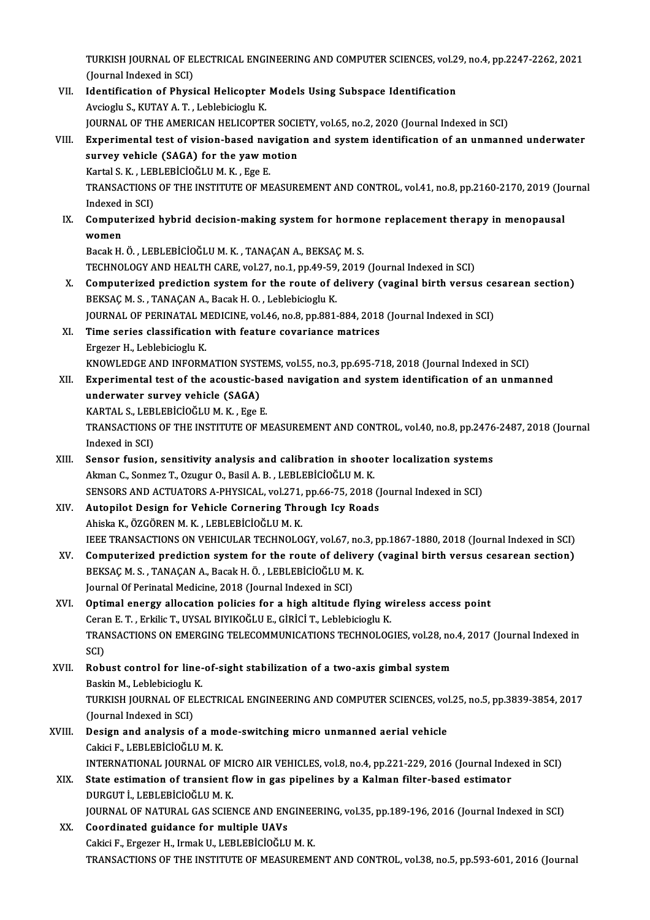TURKISH JOURNAL OF ELECTRICAL ENGINEERING AND COMPUTER SCIENCES, vol.29, no.4, pp.2247-2262, 2021 (Journal Indexed in SCI)

VII. **Identification of Physical Helicopter Models Using Subspace Identification**
Avcioglu S., KUTAY A. T. , Leblebicioglu K.
JOURNAL OF THE AMERICAN HELICOPTER SOCIETY, vol.65, no.2, 2020 (Journal Indexed in SCI)

VIII. **Experimental test of vision-based navigation and system identification of an unmanned underwater survey vehicle (SAGA) for the yaw motion**
Kartal S. K. , LEBLEBİCİOĞLU M. K. , Ege E.
TRANSACTIONS OF THE INSTITUTE OF MEASUREMENT AND CONTROL, vol.41, no.8, pp.2160-2170, 2019 (Journal Indexed in SCI)

IX. **Computerized hybrid decision-making system for hormone replacement therapy in menopausal women**
Bacak H. Ö. , LEBLEBİCİOĞLU M. K. , TANAÇAN A., BEKSAÇ M. S.
TECHNOLOGY AND HEALTH CARE, vol.27, no.1, pp.49-59, 2019 (Journal Indexed in SCI)

X. **Computerized prediction system for the route of delivery (vaginal birth versus cesarean section)**
BEKSAÇ M. S. , TANAÇAN A., Bacak H. O. , Leblebicioglu K.
JOURNAL OF PERINATAL MEDICINE, vol.46, no.8, pp.881-884, 2018 (Journal Indexed in SCI)

XI. **Time series classification with feature covariance matrices**
Ergezer H., Leblebicioglu K.
KNOWLEDGE AND INFORMATION SYSTEMS, vol.55, no.3, pp.695-718, 2018 (Journal Indexed in SCI)

XII. **Experimental test of the acoustic-based navigation and system identification of an unmanned underwater survey vehicle (SAGA)**
KARTAL S., LEBLEBİCİOĞLU M. K. , Ege E.
TRANSACTIONS OF THE INSTITUTE OF MEASUREMENT AND CONTROL, vol.40, no.8, pp.2476-2487, 2018 (Journal Indexed in SCI)

XIII. **Sensor fusion, sensitivity analysis and calibration in shooter localization systems**
Akman C., Sonmez T., Ozugur O., Basil A. B. , LEBLEBİCİOĞLU M. K.
SENSORS AND ACTUATORS A-PHYSICAL, vol.271, pp.66-75, 2018 (Journal Indexed in SCI)

XIV. **Autopilot Design for Vehicle Cornering Through Icy Roads**
Ahiska K., ÖZGÖREN M. K. , LEBLEBİCİOĞLU M. K.
IEEE TRANSACTIONS ON VEHICULAR TECHNOLOGY, vol.67, no.3, pp.1867-1880, 2018 (Journal Indexed in SCI)

XV. **Computerized prediction system for the route of delivery (vaginal birth versus cesarean section)**
BEKSAÇ M. S. , TANAÇAN A., Bacak H. Ö. , LEBLEBİCİOĞLU M. K.
Journal Of Perinatal Medicine, 2018 (Journal Indexed in SCI)

XVI. **Optimal energy allocation policies for a high altitude flying wireless access point**
Ceran E. T. , Erkilic T., UYSAL BIYIKOĞLU E., GİRİCİ T., Leblebicioglu K.
TRANSACTIONS ON EMERGING TELECOMMUNICATIONS TECHNOLOGIES, vol.28, no.4, 2017 (Journal Indexed in SCI)

XVII. **Robust control for line-of-sight stabilization of a two-axis gimbal system**
Baskin M., Leblebicioglu K.
TURKISH JOURNAL OF ELECTRICAL ENGINEERING AND COMPUTER SCIENCES, vol.25, no.5, pp.3839-3854, 2017 (Journal Indexed in SCI)

XVIII. **Design and analysis of a mode-switching micro unmanned aerial vehicle**
Cakici F., LEBLEBİCİOĞLU M. K.
INTERNATIONAL JOURNAL OF MICRO AIR VEHICLES, vol.8, no.4, pp.221-229, 2016 (Journal Indexed in SCI)

XIX. **State estimation of transient flow in gas pipelines by a Kalman filter-based estimator**
DURGUT İ., LEBLEBİCİOĞLU M. K.
JOURNAL OF NATURAL GAS SCIENCE AND ENGINEERING, vol.35, pp.189-196, 2016 (Journal Indexed in SCI)

XX. **Coordinated guidance for multiple UAVs**
Cakici F., Ergezer H., Irmak U., LEBLEBİCİOĞLU M. K.
TRANSACTIONS OF THE INSTITUTE OF MEASUREMENT AND CONTROL, vol.38, no.5, pp.593-601, 2016 (Journal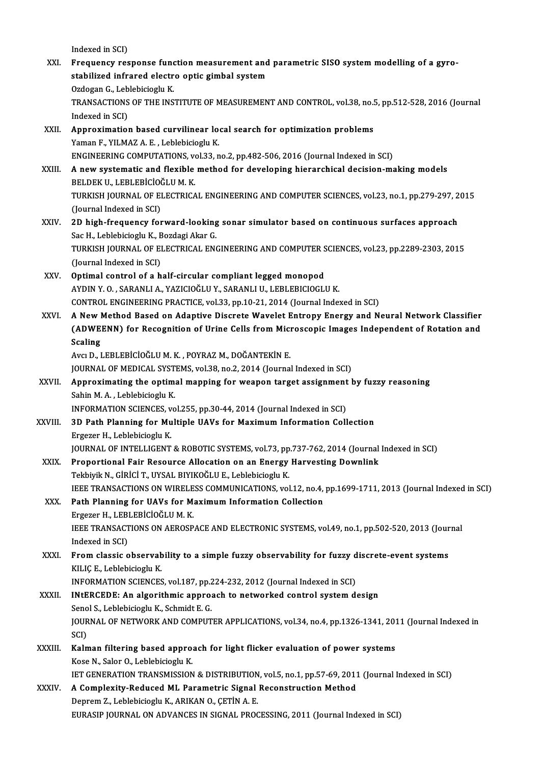Indexed in SCI)

XXI. **Frequency response function measurement and parametric SISO system modelling of a gyro-stabilized infrared electro optic gimbal system**
Ozdogan G., Leblebicioglu K.
TRANSACTIONS OF THE INSTITUTE OF MEASUREMENT AND CONTROL, vol.38, no.5, pp.512-528, 2016 (Journal Indexed in SCI)

XXII. **Approximation based curvilinear local search for optimization problems**
Yaman F., YILMAZ A. E. , Leblebicioglu K.
ENGINEERING COMPUTATIONS, vol.33, no.2, pp.482-506, 2016 (Journal Indexed in SCI)

XXIII. **A new systematic and flexible method for developing hierarchical decision-making models**
BELDEK U., LEBLEBİCİOĞLU M. K.
TURKISH JOURNAL OF ELECTRICAL ENGINEERING AND COMPUTER SCIENCES, vol.23, no.1, pp.279-297, 2015 (Journal Indexed in SCI)

XXIV. **2D high-frequency forward-looking sonar simulator based on continuous surfaces approach**
Sac H., Leblebicioglu K., Bozdagi Akar G.
TURKISH JOURNAL OF ELECTRICAL ENGINEERING AND COMPUTER SCIENCES, vol.23, pp.2289-2303, 2015 (Journal Indexed in SCI)

XXV. **Optimal control of a half-circular compliant legged monopod**
AYDIN Y. O. , SARANLI A., YAZICIOĞLU Y., SARANLI U., LEBLEBICIOGLU K.
CONTROL ENGINEERING PRACTICE, vol.33, pp.10-21, 2014 (Journal Indexed in SCI)

XXVI. **A New Method Based on Adaptive Discrete Wavelet Entropy Energy and Neural Network Classifier (ADWEENN) for Recognition of Urine Cells from Microscopic Images Independent of Rotation and Scaling**
Avcı D., LEBLEBİCİOĞLU M. K. , POYRAZ M., DOĞANTEKİN E.
JOURNAL OF MEDICAL SYSTEMS, vol.38, no.2, 2014 (Journal Indexed in SCI)

XXVII. **Approximating the optimal mapping for weapon target assignment by fuzzy reasoning**
Sahin M. A. , Leblebicioglu K.
INFORMATION SCIENCES, vol.255, pp.30-44, 2014 (Journal Indexed in SCI)

XXVIII. **3D Path Planning for Multiple UAVs for Maximum Information Collection**
Ergezer H., Leblebicioglu K.
JOURNAL OF INTELLIGENT & ROBOTIC SYSTEMS, vol.73, pp.737-762, 2014 (Journal Indexed in SCI)

XXIX. **Proportional Fair Resource Allocation on an Energy Harvesting Downlink**
Tekbiyik N., GİRİCİ T., UYSAL BIYIKOĞLU E., Leblebicioglu K.
IEEE TRANSACTIONS ON WIRELESS COMMUNICATIONS, vol.12, no.4, pp.1699-1711, 2013 (Journal Indexed in SCI)

XXX. **Path Planning for UAVs for Maximum Information Collection**
Ergezer H., LEBLEBİCİOĞLU M. K.
IEEE TRANSACTIONS ON AEROSPACE AND ELECTRONIC SYSTEMS, vol.49, no.1, pp.502-520, 2013 (Journal Indexed in SCI)

XXXI. **From classic observability to a simple fuzzy observability for fuzzy discrete-event systems**
KILIÇ E., Leblebicioglu K.
INFORMATION SCIENCES, vol.187, pp.224-232, 2012 (Journal Indexed in SCI)

XXXII. **INtERCEDE: An algorithmic approach to networked control system design**
Senol S., Leblebicioglu K., Schmidt E. G.
JOURNAL OF NETWORK AND COMPUTER APPLICATIONS, vol.34, no.4, pp.1326-1341, 2011 (Journal Indexed in SCI)

XXXIII. **Kalman filtering based approach for light flicker evaluation of power systems**
Kose N., Salor O., Leblebicioglu K.
IET GENERATION TRANSMISSION & DISTRIBUTION, vol.5, no.1, pp.57-69, 2011 (Journal Indexed in SCI)

XXXIV. **A Complexity-Reduced ML Parametric Signal Reconstruction Method**
Deprem Z., Leblebicioglu K., ARIKAN O., ÇETİN A. E.
EURASIP JOURNAL ON ADVANCES IN SIGNAL PROCESSING, 2011 (Journal Indexed in SCI)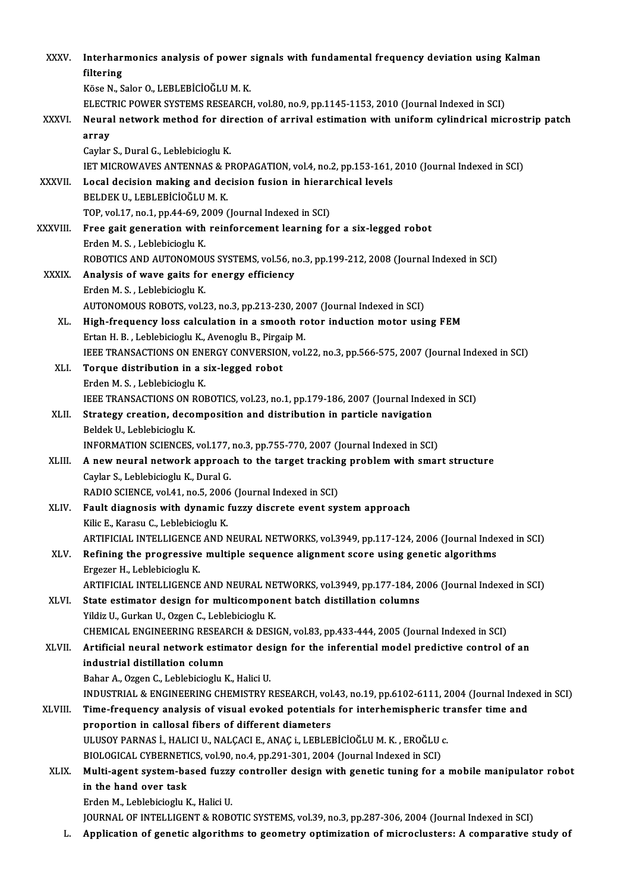XXXV. **Interharmonics analysis of power signals with fundamental frequency deviation using Kalman filtering**
Köse N., Salor O., LEBLEBİCİOĞLU M. K.
ELECTRIC POWER SYSTEMS RESEARCH, vol.80, no.9, pp.1145-1153, 2010 (Journal Indexed in SCI)

XXXVI. **Neural network method for direction of arrival estimation with uniform cylindrical microstrip patch array**
Caylar S., Dural G., Leblebicioglu K.
IET MICROWAVES ANTENNAS & PROPAGATION, vol.4, no.2, pp.153-161, 2010 (Journal Indexed in SCI)

XXXVII. **Local decision making and decision fusion in hierarchical levels**
BELDEK U., LEBLEBİCİOĞLU M. K.
TOP, vol.17, no.1, pp.44-69, 2009 (Journal Indexed in SCI)

XXXVIII. **Free gait generation with reinforcement learning for a six-legged robot**
Erden M. S. , Leblebicioglu K.
ROBOTICS AND AUTONOMOUS SYSTEMS, vol.56, no.3, pp.199-212, 2008 (Journal Indexed in SCI)

XXXIX. **Analysis of wave gaits for energy efficiency**
Erden M. S. , Leblebicioglu K.
AUTONOMOUS ROBOTS, vol.23, no.3, pp.213-230, 2007 (Journal Indexed in SCI)

XL. **High-frequency loss calculation in a smooth rotor induction motor using FEM**
Ertan H. B. , Leblebicioglu K., Avenoglu B., Pirgaip M.
IEEE TRANSACTIONS ON ENERGY CONVERSION, vol.22, no.3, pp.566-575, 2007 (Journal Indexed in SCI)

XLI. **Torque distribution in a six-legged robot**
Erden M. S. , Leblebicioglu K.
IEEE TRANSACTIONS ON ROBOTICS, vol.23, no.1, pp.179-186, 2007 (Journal Indexed in SCI)

XLII. **Strategy creation, decomposition and distribution in particle navigation**
Beldek U., Leblebicioglu K.
INFORMATION SCIENCES, vol.177, no.3, pp.755-770, 2007 (Journal Indexed in SCI)

XLIII. **A new neural network approach to the target tracking problem with smart structure**
Caylar S., Leblebicioglu K., Dural G.
RADIO SCIENCE, vol.41, no.5, 2006 (Journal Indexed in SCI)

XLIV. **Fault diagnosis with dynamic fuzzy discrete event system approach**
Kilic E., Karasu C., Leblebicioglu K.
ARTIFICIAL INTELLIGENCE AND NEURAL NETWORKS, vol.3949, pp.117-124, 2006 (Journal Indexed in SCI)

XLV. **Refining the progressive multiple sequence alignment score using genetic algorithms**
Ergezer H., Leblebicioglu K.
ARTIFICIAL INTELLIGENCE AND NEURAL NETWORKS, vol.3949, pp.177-184, 2006 (Journal Indexed in SCI)

XLVI. **State estimator design for multicomponent batch distillation columns**
Yildiz U., Gurkan U., Ozgen C., Leblebicioglu K.
CHEMICAL ENGINEERING RESEARCH & DESIGN, vol.83, pp.433-444, 2005 (Journal Indexed in SCI)

XLVII. **Artificial neural network estimator design for the inferential model predictive control of an industrial distillation column**
Bahar A., Ozgen C., Leblebicioglu K., Halici U.
INDUSTRIAL & ENGINEERING CHEMISTRY RESEARCH, vol.43, no.19, pp.6102-6111, 2004 (Journal Indexed in SCI)

XLVIII. **Time-frequency analysis of visual evoked potentials for interhemispheric transfer time and proportion in callosal fibers of different diameters**
ULUSOY PARNAS İ., HALICI U., NALÇACI E., ANAÇ i., LEBLEBİCİOĞLU M. K. , EROĞLU c.
BIOLOGICAL CYBERNETICS, vol.90, no.4, pp.291-301, 2004 (Journal Indexed in SCI)

XLIX. **Multi-agent system-based fuzzy controller design with genetic tuning for a mobile manipulator robot in the hand over task**
Erden M., Leblebicioglu K., Halici U.
JOURNAL OF INTELLIGENT & ROBOTIC SYSTEMS, vol.39, no.3, pp.287-306, 2004 (Journal Indexed in SCI)

L. **Application of genetic algorithms to geometry optimization of microclusters: A comparative study of**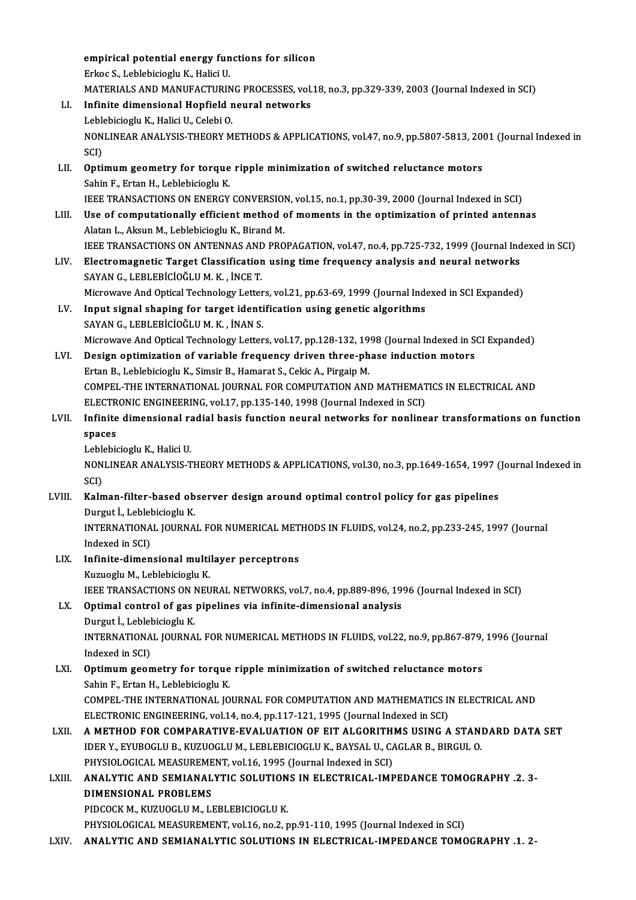**empirical potential energy functions for silicon**
Erkoc S., Leblebicioglu K., Halici U.
MATERIALS AND MANUFACTURING PROCESSES, vol.18, no.3, pp.329-339, 2003 (Journal Indexed in SCI)

LI. **Infinite dimensional Hopfield neural networks**
Leblebicioglu K., Halici U., Celebi O.
NONLINEAR ANALYSIS-THEORY METHODS & APPLICATIONS, vol.47, no.9, pp.5807-5813, 2001 (Journal Indexed in SCI)

LII. **Optimum geometry for torque ripple minimization of switched reluctance motors**
Sahin F., Ertan H., Leblebicioglu K.
IEEE TRANSACTIONS ON ENERGY CONVERSION, vol.15, no.1, pp.30-39, 2000 (Journal Indexed in SCI)

LIII. **Use of computationally efficient method of moments in the optimization of printed antennas**
Alatan L., Aksun M., Leblebicioglu K., Birand M.
IEEE TRANSACTIONS ON ANTENNAS AND PROPAGATION, vol.47, no.4, pp.725-732, 1999 (Journal Indexed in SCI)

LIV. **Electromagnetic Target Classification using time frequency analysis and neural networks**
SAYAN G., LEBLEBİCİOĞLU M. K. , İNCE T.
Microwave And Optical Technology Letters, vol.21, pp.63-69, 1999 (Journal Indexed in SCI Expanded)

LV. **Input signal shaping for target identification using genetic algorithms**
SAYAN G., LEBLEBİCİOĞLU M. K. , İNAN S.
Microwave And Optical Technology Letters, vol.17, pp.128-132, 1998 (Journal Indexed in SCI Expanded)

LVI. **Design optimization of variable frequency driven three-phase induction motors**
Ertan B., Leblebicioglu K., Simsir B., Hamarat S., Cekic A., Pirgaip M.
COMPEL-THE INTERNATIONAL JOURNAL FOR COMPUTATION AND MATHEMATICS IN ELECTRICAL AND ELECTRONIC ENGINEERING, vol.17, pp.135-140, 1998 (Journal Indexed in SCI)

LVII. **Infinite dimensional radial basis function neural networks for nonlinear transformations on function spaces**
Leblebicioglu K., Halici U.
NONLINEAR ANALYSIS-THEORY METHODS & APPLICATIONS, vol.30, no.3, pp.1649-1654, 1997 (Journal Indexed in SCI)

LVIII. **Kalman-filter-based observer design around optimal control policy for gas pipelines**
Durgut İ., Leblebicioglu K.
INTERNATIONAL JOURNAL FOR NUMERICAL METHODS IN FLUIDS, vol.24, no.2, pp.233-245, 1997 (Journal Indexed in SCI)

LIX. **Infinite-dimensional multilayer perceptrons**
Kuzuoglu M., Leblebicioglu K.
IEEE TRANSACTIONS ON NEURAL NETWORKS, vol.7, no.4, pp.889-896, 1996 (Journal Indexed in SCI)

LX. **Optimal control of gas pipelines via infinite-dimensional analysis**
Durgut İ., Leblebicioglu K.
INTERNATIONAL JOURNAL FOR NUMERICAL METHODS IN FLUIDS, vol.22, no.9, pp.867-879, 1996 (Journal Indexed in SCI)

LXI. **Optimum geometry for torque ripple minimization of switched reluctance motors**
Sahin F., Ertan H., Leblebicioglu K.
COMPEL-THE INTERNATIONAL JOURNAL FOR COMPUTATION AND MATHEMATICS IN ELECTRICAL AND ELECTRONIC ENGINEERING, vol.14, no.4, pp.117-121, 1995 (Journal Indexed in SCI)

LXII. **A METHOD FOR COMPARATIVE-EVALUATION OF EIT ALGORITHMS USING A STANDARD DATA SET**
IDER Y., EYUBOGLU B., KUZUOGLU M., LEBLEBICIOGLU K., BAYSAL U., CAGLAR B., BIRGUL O.
PHYSIOLOGICAL MEASUREMENT, vol.16, 1995 (Journal Indexed in SCI)

LXIII. **ANALYTIC AND SEMIANALYTIC SOLUTIONS IN ELECTRICAL-IMPEDANCE TOMOGRAPHY .2. 3-DIMENSIONAL PROBLEMS**
PIDCOCK M., KUZUOGLU M., LEBLEBICIOGLU K.
PHYSIOLOGICAL MEASUREMENT, vol.16, no.2, pp.91-110, 1995 (Journal Indexed in SCI)

LXIV. **ANALYTIC AND SEMIANALYTIC SOLUTIONS IN ELECTRICAL-IMPEDANCE TOMOGRAPHY .1. 2-**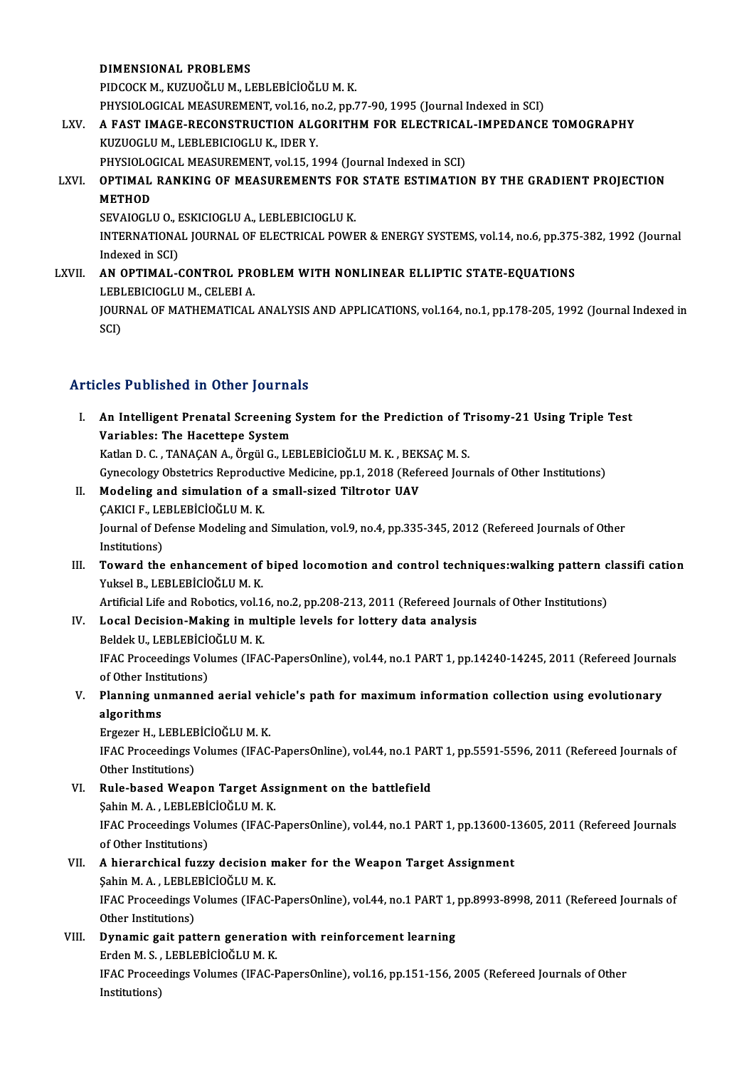DIMENSIONAL PROBLEMS
PIDCOCK M., KUZUOĞLU M., LEBLEBİCİOĞLU M. K.
PHYSIOLOGICAL MEASUREMENT, vol.16, no.2, pp.77-90, 1995 (Journal Indexed in SCI)

LXV. **A FAST IMAGE-RECONSTRUCTION ALGORITHM FOR ELECTRICAL-IMPEDANCE TOMOGRAPHY**
KUZUOGLU M., LEBLEBICIOGLU K., IDER Y.
PHYSIOLOGICAL MEASUREMENT, vol.15, 1994 (Journal Indexed in SCI)

LXVI. **OPTIMAL RANKING OF MEASUREMENTS FOR STATE ESTIMATION BY THE GRADIENT PROJECTION METHOD**
SEVAIOGLU O., ESKICIOGLU A., LEBLEBICIOGLU K.
INTERNATIONAL JOURNAL OF ELECTRICAL POWER & ENERGY SYSTEMS, vol.14, no.6, pp.375-382, 1992 (Journal Indexed in SCI)

LXVII. **AN OPTIMAL-CONTROL PROBLEM WITH NONLINEAR ELLIPTIC STATE-EQUATIONS**
LEBLEBICIOGLU M., CELEBI A.
JOURNAL OF MATHEMATICAL ANALYSIS AND APPLICATIONS, vol.164, no.1, pp.178-205, 1992 (Journal Indexed in SCI)

## Articles Published in Other Journals

I. **An Intelligent Prenatal Screening System for the Prediction of Trisomy-21 Using Triple Test Variables: The Hacettepe System**
Katlan D. C. , TANAÇAN A., Örgül G., LEBLEBİCİOĞLU M. K. , BEKSAÇ M. S.
Gynecology Obstetrics Reproductive Medicine, pp.1, 2018 (Refereed Journals of Other Institutions)

II. **Modeling and simulation of a small-sized Tiltrotor UAV**
ÇAKICI F., LEBLEBİCİOĞLU M. K.
Journal of Defense Modeling and Simulation, vol.9, no.4, pp.335-345, 2012 (Refereed Journals of Other Institutions)

III. **Toward the enhancement of biped locomotion and control techniques:walking pattern classifi cation**
Yuksel B., LEBLEBİCİOĞLU M. K.
Artificial Life and Robotics, vol.16, no.2, pp.208-213, 2011 (Refereed Journals of Other Institutions)

IV. **Local Decision-Making in multiple levels for lottery data analysis**
Beldek U., LEBLEBİCİOĞLU M. K.
IFAC Proceedings Volumes (IFAC-PapersOnline), vol.44, no.1 PART 1, pp.14240-14245, 2011 (Refereed Journals of Other Institutions)

V. **Planning unmanned aerial vehicle's path for maximum information collection using evolutionary algorithms**
Ergezer H., LEBLEBİCİOĞLU M. K.
IFAC Proceedings Volumes (IFAC-PapersOnline), vol.44, no.1 PART 1, pp.5591-5596, 2011 (Refereed Journals of Other Institutions)

VI. **Rule-based Weapon Target Assignment on the battlefield**
Şahin M. A. , LEBLEBİCİOĞLU M. K.
IFAC Proceedings Volumes (IFAC-PapersOnline), vol.44, no.1 PART 1, pp.13600-13605, 2011 (Refereed Journals of Other Institutions)

VII. **A hierarchical fuzzy decision maker for the Weapon Target Assignment**
Şahin M. A. , LEBLEBİCİOĞLU M. K.
IFAC Proceedings Volumes (IFAC-PapersOnline), vol.44, no.1 PART 1, pp.8993-8998, 2011 (Refereed Journals of Other Institutions)

VIII. **Dynamic gait pattern generation with reinforcement learning**
Erden M. S. , LEBLEBİCİOĞLU M. K.
IFAC Proceedings Volumes (IFAC-PapersOnline), vol.16, pp.151-156, 2005 (Refereed Journals of Other Institutions)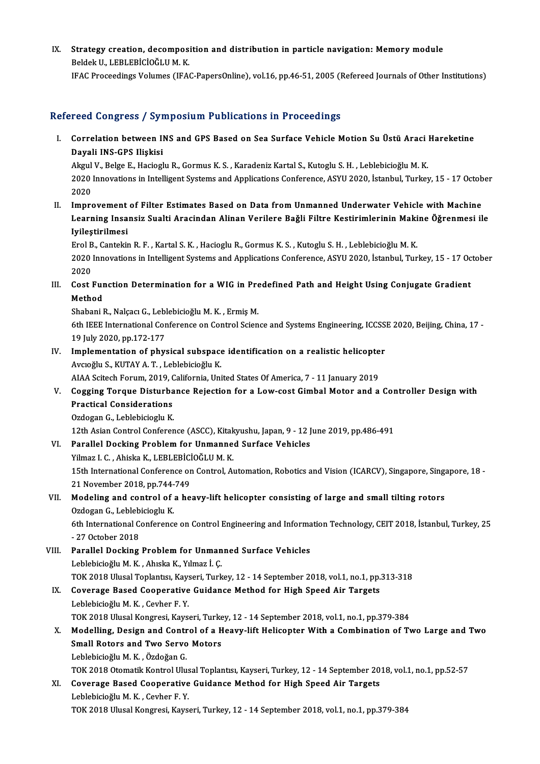IX. **Strategy creation, decomposition and distribution in particle navigation: Memory module**
Beldek U., LEBLEBİCİOĞLU M. K.
IFAC Proceedings Volumes (IFAC-PapersOnline), vol.16, pp.46-51, 2005 (Refereed Journals of Other Institutions)

## Refereed Congress / Symposium Publications in Proceedings

I. **Correlation between INS and GPS Based on Sea Surface Vehicle Motion Su Üstü Araci Hareketine Dayali INS-GPS Ilişkisi**
Akgul V., Belge E., Hacioglu R., Gormus K. S. , Karadeniz Kartal S., Kutoglu S. H. , Leblebicioğlu M. K.
2020 Innovations in Intelligent Systems and Applications Conference, ASYU 2020, İstanbul, Turkey, 15 - 17 October 2020

II. **Improvement of Filter Estimates Based on Data from Unmanned Underwater Vehicle with Machine Learning Insansiz Sualti Aracindan Alinan Verilere Bağli Filtre Kestirimlerinin Makine Öğrenmesi ile Iyileştirilmesi**
Erol B., Cantekin R. F. , Kartal S. K. , Hacioglu R., Gormus K. S. , Kutoglu S. H. , Leblebicioğlu M. K.
2020 Innovations in Intelligent Systems and Applications Conference, ASYU 2020, İstanbul, Turkey, 15 - 17 October 2020

III. **Cost Function Determination for a WIG in Predefined Path and Height Using Conjugate Gradient Method**
Shabani R., Nalçacı G., Leblebicioğlu M. K. , Ermiş M.
6th IEEE International Conference on Control Science and Systems Engineering, ICCSSE 2020, Beijing, China, 17 - 19 July 2020, pp.172-177

IV. **Implementation of physical subspace identification on a realistic helicopter**
Avcıoğlu S., KUTAY A. T. , Leblebicioğlu K.
AIAA Scitech Forum, 2019, California, United States Of America, 7 - 11 January 2019

V. **Cogging Torque Disturbance Rejection for a Low-cost Gimbal Motor and a Controller Design with Practical Considerations**
Ozdogan G., Leblebicioglu K.
12th Asian Control Conference (ASCC), Kitakyushu, Japan, 9 - 12 June 2019, pp.486-491

VI. **Parallel Docking Problem for Unmanned Surface Vehicles**
Yilmaz I. C. , Ahiska K., LEBLEBİCİOĞLU M. K.
15th International Conference on Control, Automation, Robotics and Vision (ICARCV), Singapore, Singapore, 18 - 21 November 2018, pp.744-749

VII. **Modeling and control of a heavy-lift helicopter consisting of large and small tilting rotors**
Ozdogan G., Leblebicioglu K.
6th International Conference on Control Engineering and Information Technology, CEIT 2018, İstanbul, Turkey, 25 - 27 October 2018

VIII. **Parallel Docking Problem for Unmanned Surface Vehicles**
Leblebicioğlu M. K. , Ahıska K., Yılmaz İ. Ç.
TOK 2018 Ulusal Toplantısı, Kayseri, Turkey, 12 - 14 September 2018, vol.1, no.1, pp.313-318

IX. **Coverage Based Cooperative Guidance Method for High Speed Air Targets**
Leblebicioğlu M. K. , Cevher F. Y.
TOK 2018 Ulusal Kongresi, Kayseri, Turkey, 12 - 14 September 2018, vol.1, no.1, pp.379-384

X. **Modelling, Design and Control of a Heavy-lift Helicopter With a Combination of Two Large and Two Small Rotors and Two Servo Motors**
Leblebicioğlu M. K. , Özdoğan G.
TOK 2018 Otomatik Kontrol Ulusal Toplantısı, Kayseri, Turkey, 12 - 14 September 2018, vol.1, no.1, pp.52-57

XI. **Coverage Based Cooperative Guidance Method for High Speed Air Targets**
Leblebicioğlu M. K. , Cevher F. Y.
TOK 2018 Ulusal Kongresi, Kayseri, Turkey, 12 - 14 September 2018, vol.1, no.1, pp.379-384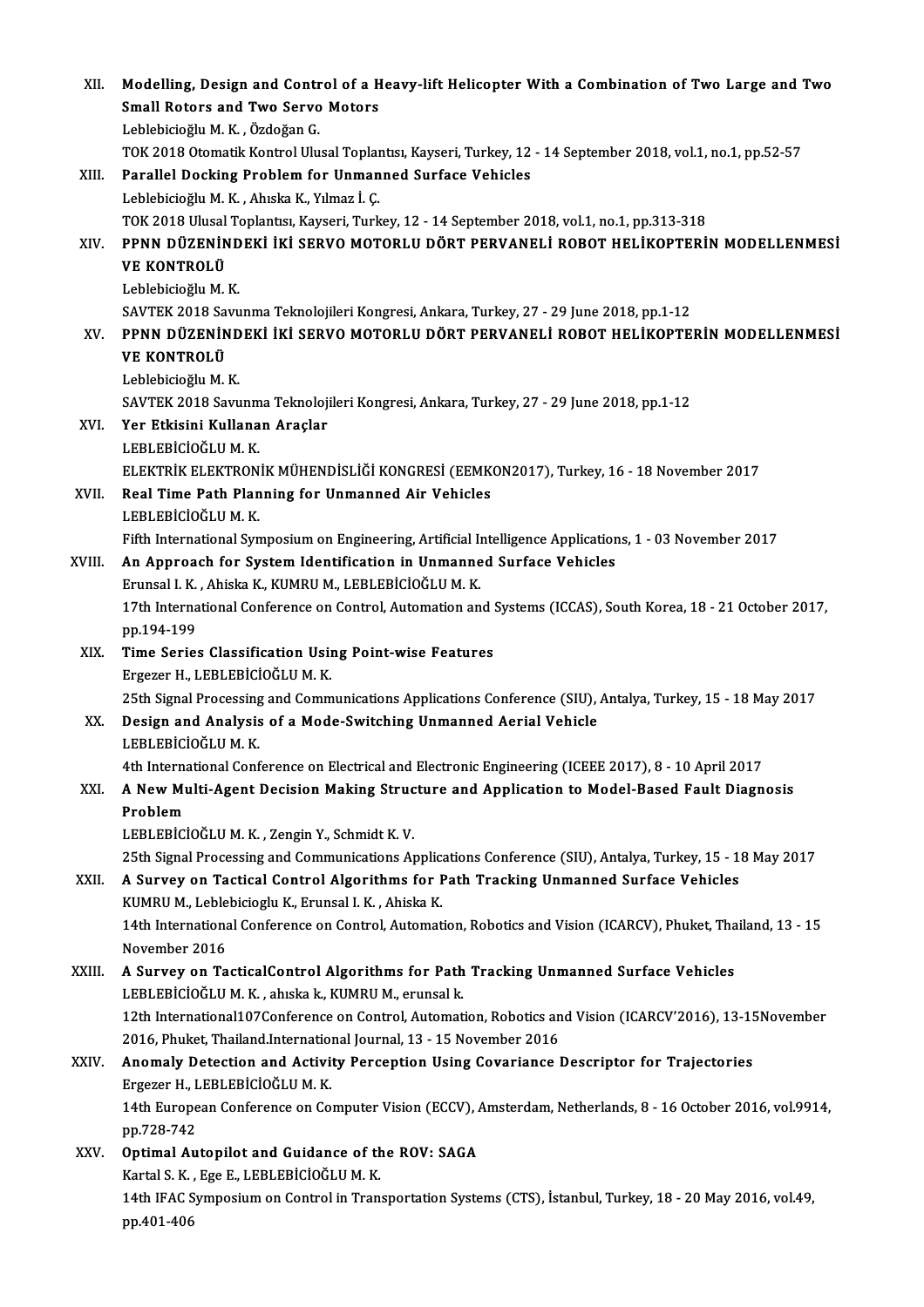XII. **Modelling, Design and Control of a Heavy-lift Helicopter With a Combination of Two Large and Two Small Rotors and Two Servo Motors**
Leblebicioğlu M. K. , Özdoğan G.
TOK 2018 Otomatik Kontrol Ulusal Toplantısı, Kayseri, Turkey, 12 - 14 September 2018, vol.1, no.1, pp.52-57

XIII. **Parallel Docking Problem for Unmanned Surface Vehicles**
Leblebicioğlu M. K. , Ahıska K., Yılmaz İ. Ç.
TOK 2018 Ulusal Toplantısı, Kayseri, Turkey, 12 - 14 September 2018, vol.1, no.1, pp.313-318

XIV. **PPNN DÜZENİNDEKİ İKİ SERVO MOTORLU DÖRT PERVANELİ ROBOT HELİKOPTERİN MODELLENMESİ VE KONTROLÜ**
Leblebicioğlu M. K.
SAVTEK 2018 Savunma Teknolojileri Kongresi, Ankara, Turkey, 27 - 29 June 2018, pp.1-12

XV. **PPNN DÜZENİNDEKİ İKİ SERVO MOTORLU DÖRT PERVANELİ ROBOT HELİKOPTERİN MODELLENMESİ VE KONTROLÜ**
Leblebicioğlu M. K.
SAVTEK 2018 Savunma Teknolojileri Kongresi, Ankara, Turkey, 27 - 29 June 2018, pp.1-12

XVI. **Yer Etkisini Kullanan Araçlar**
LEBLEBİCİOĞLU M. K.
ELEKTRİK ELEKTRONİK MÜHENDİSLİĞİ KONGRESİ (EEMKON2017), Turkey, 16 - 18 November 2017

XVII. **Real Time Path Planning for Unmanned Air Vehicles**
LEBLEBİCİOĞLU M. K.
Fifth International Symposium on Engineering, Artificial Intelligence Applications, 1 - 03 November 2017

XVIII. **An Approach for System Identification in Unmanned Surface Vehicles**
Erunsal I. K. , Ahiska K., KUMRU M., LEBLEBİCİOĞLU M. K.
17th International Conference on Control, Automation and Systems (ICCAS), South Korea, 18 - 21 October 2017, pp.194-199

XIX. **Time Series Classification Using Point-wise Features**
Ergezer H., LEBLEBİCİOĞLU M. K.
25th Signal Processing and Communications Applications Conference (SIU), Antalya, Turkey, 15 - 18 May 2017

XX. **Design and Analysis of a Mode-Switching Unmanned Aerial Vehicle**
LEBLEBİCİOĞLU M. K.
4th International Conference on Electrical and Electronic Engineering (ICEEE 2017), 8 - 10 April 2017

XXI. **A New Multi-Agent Decision Making Structure and Application to Model-Based Fault Diagnosis Problem**
LEBLEBİCİOĞLU M. K. , Zengin Y., Schmidt K. V.
25th Signal Processing and Communications Applications Conference (SIU), Antalya, Turkey, 15 - 18 May 2017

XXII. **A Survey on Tactical Control Algorithms for Path Tracking Unmanned Surface Vehicles**
KUMRU M., Leblebicioglu K., Erunsal I. K. , Ahiska K.
14th International Conference on Control, Automation, Robotics and Vision (ICARCV), Phuket, Thailand, 13 - 15 November 2016

XXIII. **A Survey on TacticalControl Algorithms for Path Tracking Unmanned Surface Vehicles**
LEBLEBİCİOĞLU M. K. , ahıska k., KUMRU M., erunsal k.
12th International107Conference on Control, Automation, Robotics and Vision (ICARCV'2016), 13-15November 2016, Phuket, Thailand.International Journal, 13 - 15 November 2016

XXIV. **Anomaly Detection and Activity Perception Using Covariance Descriptor for Trajectories**
Ergezer H., LEBLEBİCİOĞLU M. K.
14th European Conference on Computer Vision (ECCV), Amsterdam, Netherlands, 8 - 16 October 2016, vol.9914, pp.728-742

XXV. **Optimal Autopilot and Guidance of the ROV: SAGA**
Kartal S. K. , Ege E., LEBLEBİCİOĞLU M. K.
14th IFAC Symposium on Control in Transportation Systems (CTS), İstanbul, Turkey, 18 - 20 May 2016, vol.49, pp.401-406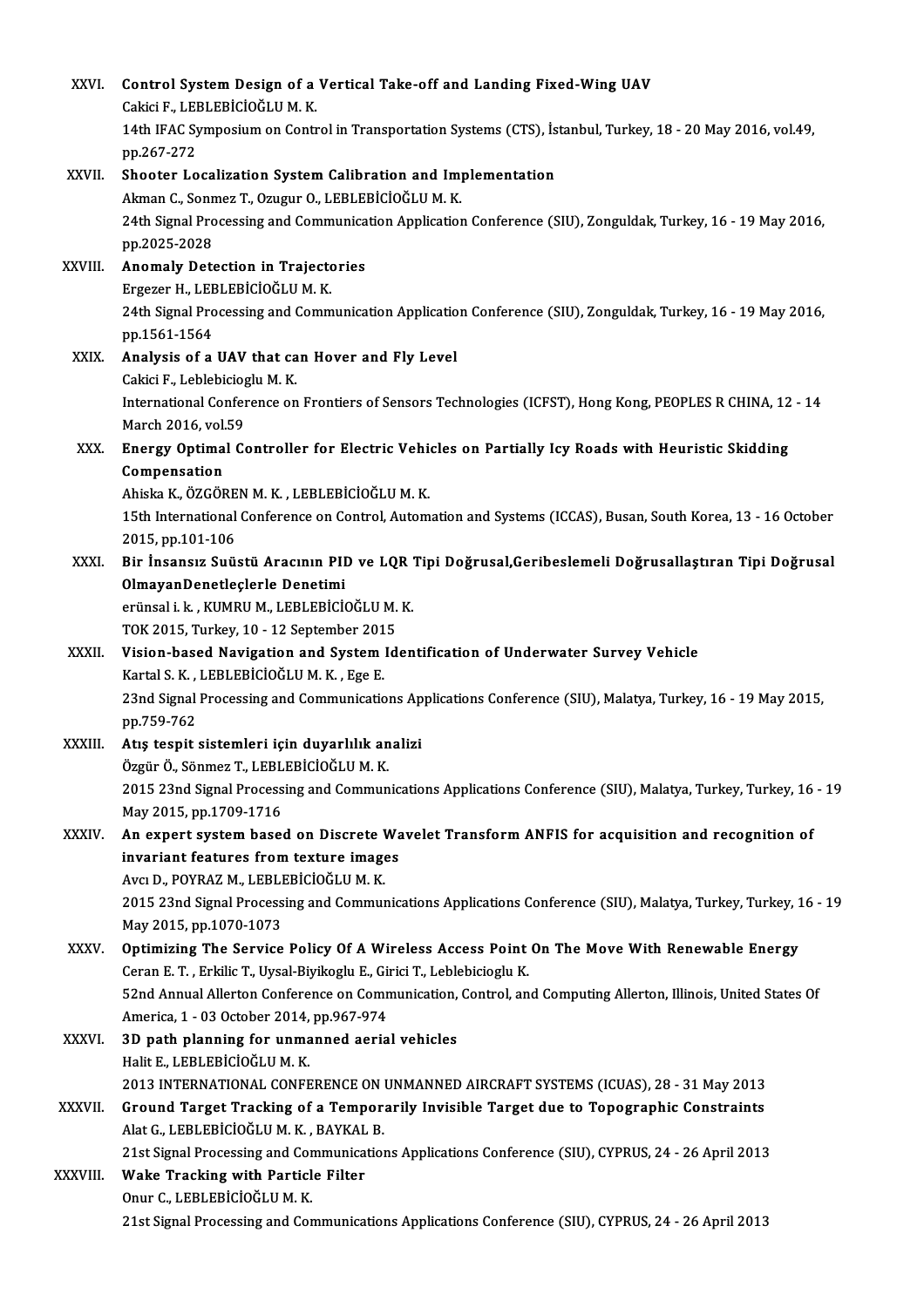XXVI. **Control System Design of a Vertical Take-off and Landing Fixed-Wing UAV**
Cakici F., LEBLEBİCİOĞLU M. K.
14th IFAC Symposium on Control in Transportation Systems (CTS), İstanbul, Turkey, 18 - 20 May 2016, vol.49, pp.267-272

XXVII. **Shooter Localization System Calibration and Implementation**
Akman C., Sonmez T., Ozugur O., LEBLEBİCİOĞLU M. K.
24th Signal Processing and Communication Application Conference (SIU), Zonguldak, Turkey, 16 - 19 May 2016, pp.2025-2028

XXVIII. **Anomaly Detection in Trajectories**
Ergezer H., LEBLEBİCİOĞLU M. K.
24th Signal Processing and Communication Application Conference (SIU), Zonguldak, Turkey, 16 - 19 May 2016, pp.1561-1564

XXIX. **Analysis of a UAV that can Hover and Fly Level**
Cakici F., Leblebicioglu M. K.
International Conference on Frontiers of Sensors Technologies (ICFST), Hong Kong, PEOPLES R CHINA, 12 - 14 March 2016, vol.59

XXX. **Energy Optimal Controller for Electric Vehicles on Partially Icy Roads with Heuristic Skidding Compensation**
Ahiska K., ÖZGÖREN M. K. , LEBLEBİCİOĞLU M. K.
15th International Conference on Control, Automation and Systems (ICCAS), Busan, South Korea, 13 - 16 October 2015, pp.101-106

XXXI. **Bir İnsansız Suüstü Aracının PID ve LQR Tipi Doğrusal,Geribeslemeli Doğrusallaştıran Tipi Doğrusal OlmayanDenetleçlerle Denetimi**
erünsal i. k. , KUMRU M., LEBLEBİCİOĞLU M. K.
TOK 2015, Turkey, 10 - 12 September 2015

XXXII. **Vision-based Navigation and System Identification of Underwater Survey Vehicle**
Kartal S. K. , LEBLEBİCİOĞLU M. K. , Ege E.
23nd Signal Processing and Communications Applications Conference (SIU), Malatya, Turkey, 16 - 19 May 2015, pp.759-762

XXXIII. **Atış tespit sistemleri için duyarlılık analizi**
Özgür Ö., Sönmez T., LEBLEBİCİOĞLU M. K.
2015 23nd Signal Processing and Communications Applications Conference (SIU), Malatya, Turkey, Turkey, 16 - 19 May 2015, pp.1709-1716

XXXIV. **An expert system based on Discrete Wavelet Transform ANFIS for acquisition and recognition of invariant features from texture images**
Avcı D., POYRAZ M., LEBLEBİCİOĞLU M. K.
2015 23nd Signal Processing and Communications Applications Conference (SIU), Malatya, Turkey, Turkey, 16 - 19 May 2015, pp.1070-1073

XXXV. **Optimizing The Service Policy Of A Wireless Access Point On The Move With Renewable Energy**
Ceran E. T. , Erkilic T., Uysal-Biyikoglu E., Girici T., Leblebicioglu K.
52nd Annual Allerton Conference on Communication, Control, and Computing Allerton, Illinois, United States Of America, 1 - 03 October 2014, pp.967-974

XXXVI. **3D path planning for unmanned aerial vehicles**
Halit E., LEBLEBİCİOĞLU M. K.
2013 INTERNATIONAL CONFERENCE ON UNMANNED AIRCRAFT SYSTEMS (ICUAS), 28 - 31 May 2013

XXXVII. **Ground Target Tracking of a Temporarily Invisible Target due to Topographic Constraints**
Alat G., LEBLEBİCİOĞLU M. K. , BAYKAL B.
21st Signal Processing and Communications Applications Conference (SIU), CYPRUS, 24 - 26 April 2013

XXXVIII. **Wake Tracking with Particle Filter**
Onur C., LEBLEBİCİOĞLU M. K.
21st Signal Processing and Communications Applications Conference (SIU), CYPRUS, 24 - 26 April 2013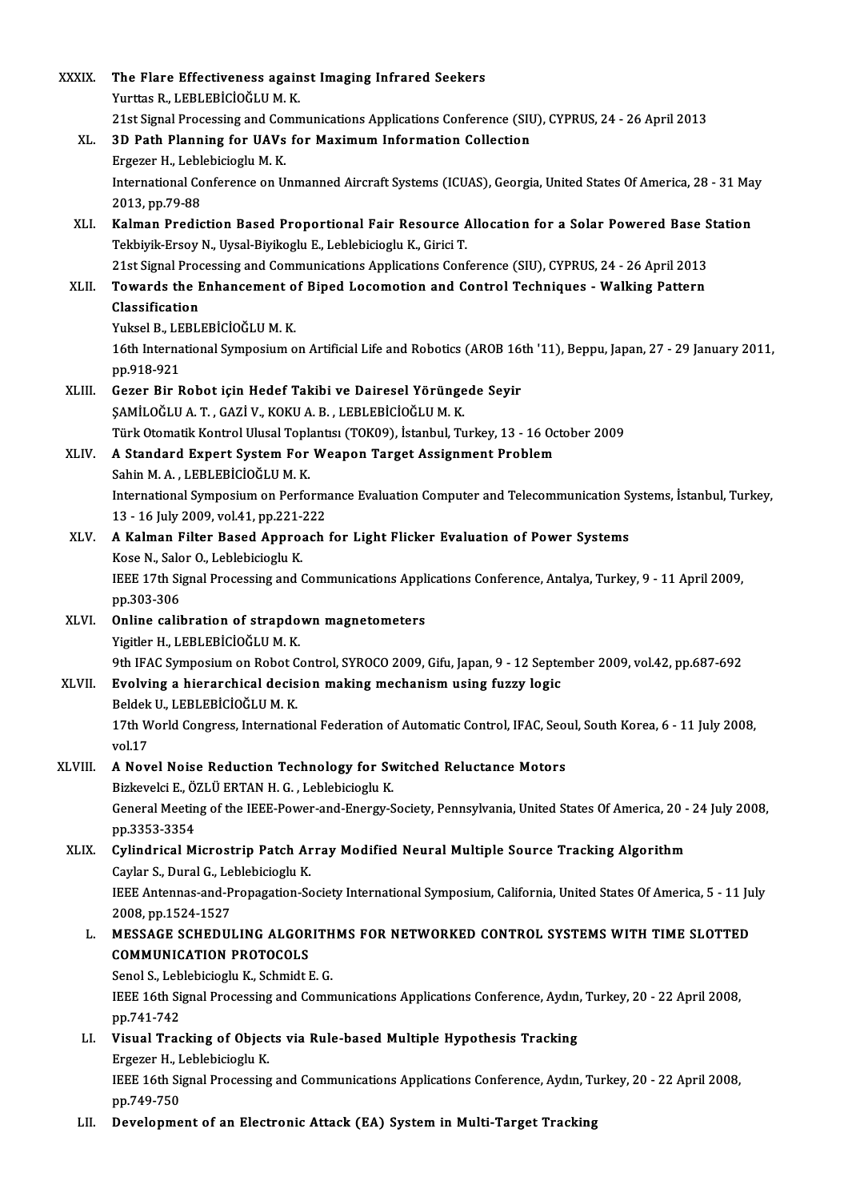XXXIX. **The Flare Effectiveness against Imaging Infrared Seekers**
Yurttas R., LEBLEBİCİOĞLU M. K.
21st Signal Processing and Communications Applications Conference (SIU), CYPRUS, 24 - 26 April 2013

XL. **3D Path Planning for UAVs for Maximum Information Collection**
Ergezer H., Leblebicioglu M. K.
International Conference on Unmanned Aircraft Systems (ICUAS), Georgia, United States Of America, 28 - 31 May 2013, pp.79-88

XLI. **Kalman Prediction Based Proportional Fair Resource Allocation for a Solar Powered Base Station**
Tekbiyik-Ersoy N., Uysal-Biyikoglu E., Leblebicioglu K., Girici T.
21st Signal Processing and Communications Applications Conference (SIU), CYPRUS, 24 - 26 April 2013

XLII. **Towards the Enhancement of Biped Locomotion and Control Techniques - Walking Pattern Classification**
Yuksel B., LEBLEBİCİOĞLU M. K.
16th International Symposium on Artificial Life and Robotics (AROB 16th '11), Beppu, Japan, 27 - 29 January 2011, pp.918-921

XLIII. **Gezer Bir Robot için Hedef Takibi ve Dairesel Yörüngede Seyir**
ŞAMİLOĞLU A. T. , GAZİ V., KOKU A. B. , LEBLEBİCİOĞLU M. K.
Türk Otomatik Kontrol Ulusal Toplantısı (TOK09), İstanbul, Turkey, 13 - 16 October 2009

XLIV. **A Standard Expert System For Weapon Target Assignment Problem**
Sahin M. A. , LEBLEBİCİOĞLU M. K.
International Symposium on Performance Evaluation Computer and Telecommunication Systems, İstanbul, Turkey, 13 - 16 July 2009, vol.41, pp.221-222

XLV. **A Kalman Filter Based Approach for Light Flicker Evaluation of Power Systems**
Kose N., Salor O., Leblebicioglu K.
IEEE 17th Signal Processing and Communications Applications Conference, Antalya, Turkey, 9 - 11 April 2009, pp.303-306

XLVI. **Online calibration of strapdown magnetometers**
Yigitler H., LEBLEBİCİOĞLU M. K.
9th IFAC Symposium on Robot Control, SYROCO 2009, Gifu, Japan, 9 - 12 September 2009, vol.42, pp.687-692

XLVII. **Evolving a hierarchical decision making mechanism using fuzzy logic**
Beldek U., LEBLEBİCİOĞLU M. K.
17th World Congress, International Federation of Automatic Control, IFAC, Seoul, South Korea, 6 - 11 July 2008, vol.17

XLVIII. **A Novel Noise Reduction Technology for Switched Reluctance Motors**
Bizkevelci E., ÖZLÜ ERTAN H. G. , Leblebicioglu K.
General Meeting of the IEEE-Power-and-Energy-Society, Pennsylvania, United States Of America, 20 - 24 July 2008, pp.3353-3354

XLIX. **Cylindrical Microstrip Patch Array Modified Neural Multiple Source Tracking Algorithm**
Caylar S., Dural G., Leblebicioglu K.
IEEE Antennas-and-Propagation-Society International Symposium, California, United States Of America, 5 - 11 July 2008, pp.1524-1527

L. **MESSAGE SCHEDULING ALGORITHMS FOR NETWORKED CONTROL SYSTEMS WITH TIME SLOTTED COMMUNICATION PROTOCOLS**
Senol S., Leblebicioglu K., Schmidt E. G.
IEEE 16th Signal Processing and Communications Applications Conference, Aydın, Turkey, 20 - 22 April 2008, pp.741-742

LI. **Visual Tracking of Objects via Rule-based Multiple Hypothesis Tracking**
Ergezer H., Leblebicioglu K.
IEEE 16th Signal Processing and Communications Applications Conference, Aydın, Turkey, 20 - 22 April 2008, pp.749-750

LII. **Development of an Electronic Attack (EA) System in Multi-Target Tracking**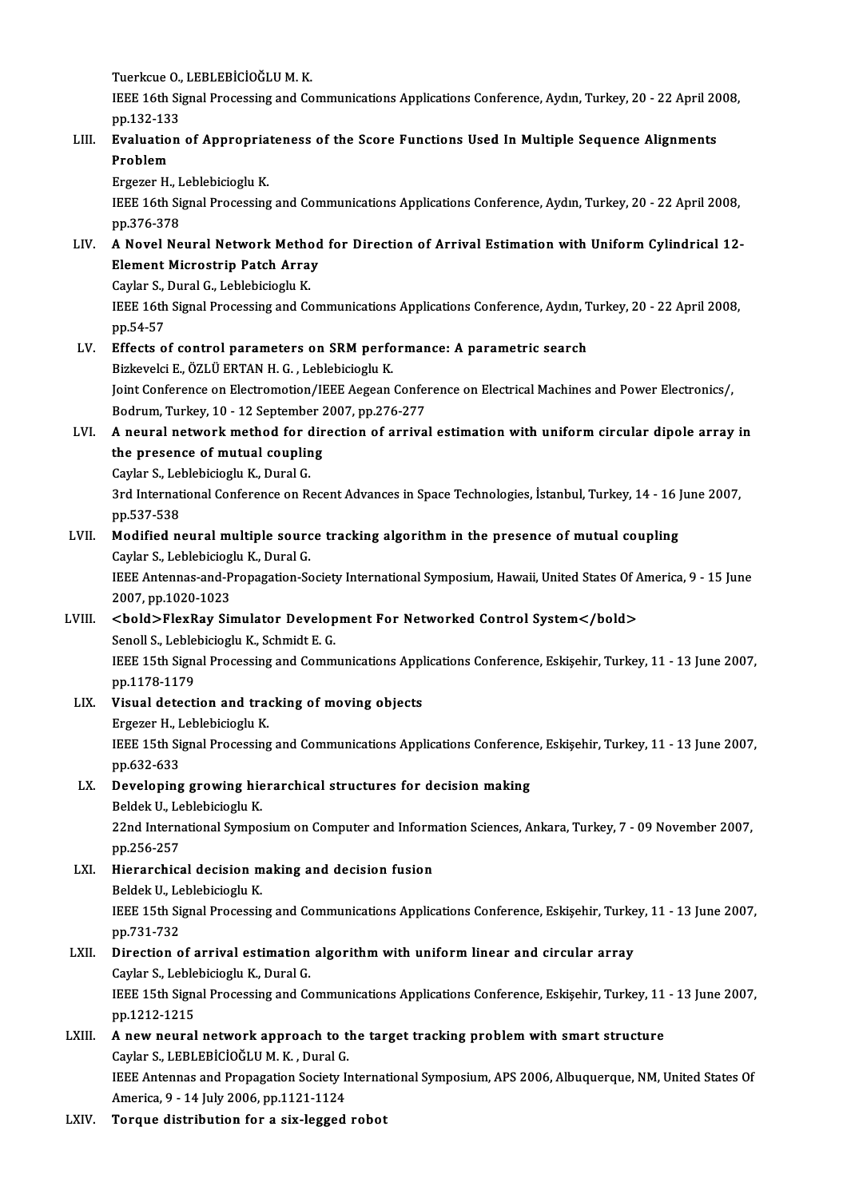Tuerkcue O., LEBLEBİCİOĞLU M. K.
IEEE 16th Signal Processing and Communications Applications Conference, Aydın, Turkey, 20 - 22 April 2008, pp.132-133

LIII. **Evaluation of Appropriateness of the Score Functions Used In Multiple Sequence Alignments Problem**
Ergezer H., Leblebicioglu K.
IEEE 16th Signal Processing and Communications Applications Conference, Aydın, Turkey, 20 - 22 April 2008, pp.376-378

LIV. **A Novel Neural Network Method for Direction of Arrival Estimation with Uniform Cylindrical 12-Element Microstrip Patch Array**
Caylar S., Dural G., Leblebicioglu K.
IEEE 16th Signal Processing and Communications Applications Conference, Aydın, Turkey, 20 - 22 April 2008, pp.54-57

LV. **Effects of control parameters on SRM performance: A parametric search**
Bizkevelci E., ÖZLÜ ERTAN H. G. , Leblebicioglu K.
Joint Conference on Electromotion/IEEE Aegean Conference on Electrical Machines and Power Electronics/, Bodrum, Turkey, 10 - 12 September 2007, pp.276-277

LVI. **A neural network method for direction of arrival estimation with uniform circular dipole array in the presence of mutual coupling**
Caylar S., Leblebicioglu K., Dural G.
3rd International Conference on Recent Advances in Space Technologies, İstanbul, Turkey, 14 - 16 June 2007, pp.537-538

LVII. **Modified neural multiple source tracking algorithm in the presence of mutual coupling**
Caylar S., Leblebicioglu K., Dural G.
IEEE Antennas-and-Propagation-Society International Symposium, Hawaii, United States Of America, 9 - 15 June 2007, pp.1020-1023

LVIII. **<bold>FlexRay Simulator Development For Networked Control System</bold>**
Senoll S., Leblebicioglu K., Schmidt E. G.
IEEE 15th Signal Processing and Communications Applications Conference, Eskişehir, Turkey, 11 - 13 June 2007, pp.1178-1179

LIX. **Visual detection and tracking of moving objects**
Ergezer H., Leblebicioglu K.
IEEE 15th Signal Processing and Communications Applications Conference, Eskişehir, Turkey, 11 - 13 June 2007, pp.632-633

LX. **Developing growing hierarchical structures for decision making**
Beldek U., Leblebicioglu K.
22nd International Symposium on Computer and Information Sciences, Ankara, Turkey, 7 - 09 November 2007, pp.256-257

LXI. **Hierarchical decision making and decision fusion**
Beldek U., Leblebicioglu K.
IEEE 15th Signal Processing and Communications Applications Conference, Eskişehir, Turkey, 11 - 13 June 2007, pp.731-732

LXII. **Direction of arrival estimation algorithm with uniform linear and circular array**
Caylar S., Leblebicioglu K., Dural G.
IEEE 15th Signal Processing and Communications Applications Conference, Eskişehir, Turkey, 11 - 13 June 2007, pp.1212-1215

LXIII. **A new neural network approach to the target tracking problem with smart structure**
Caylar S., LEBLEBİCİOĞLU M. K. , Dural G.
IEEE Antennas and Propagation Society International Symposium, APS 2006, Albuquerque, NM, United States Of America, 9 - 14 July 2006, pp.1121-1124

LXIV. **Torque distribution for a six-legged robot**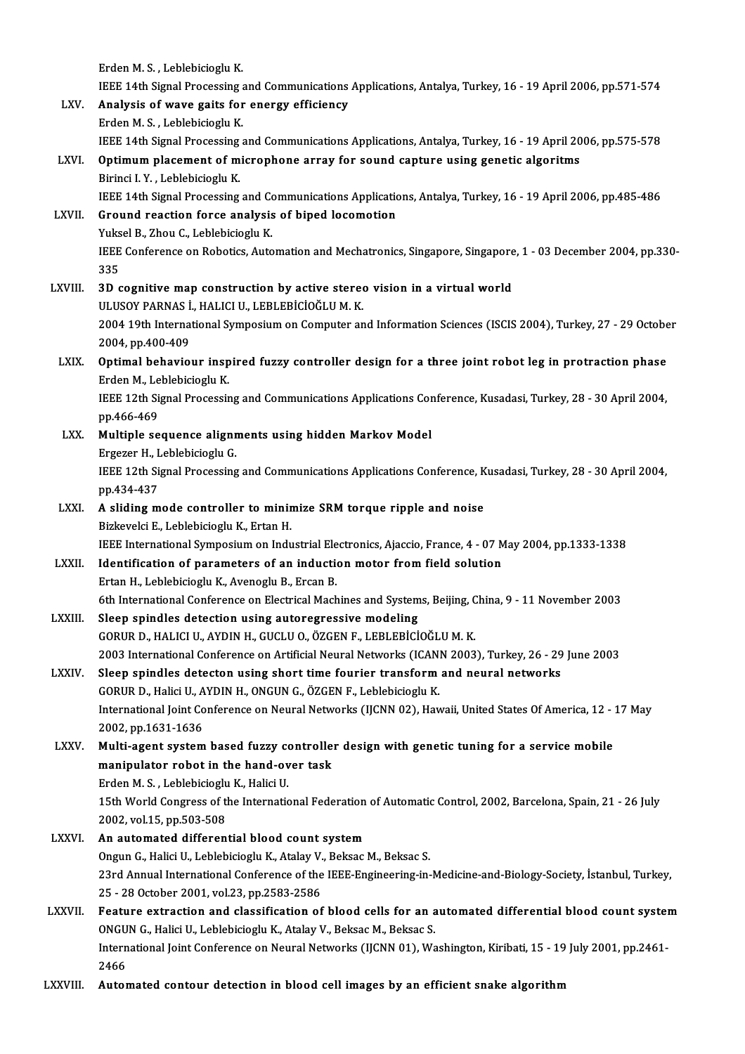Erden M. S. , Leblebicioglu K.
IEEE 14th Signal Processing and Communications Applications, Antalya, Turkey, 16 - 19 April 2006, pp.571-574

LXV. **Analysis of wave gaits for energy efficiency**
Erden M. S. , Leblebicioglu K.
IEEE 14th Signal Processing and Communications Applications, Antalya, Turkey, 16 - 19 April 2006, pp.575-578

LXVI. **Optimum placement of microphone array for sound capture using genetic algoritms**
Birinci I. Y. , Leblebicioglu K.
IEEE 14th Signal Processing and Communications Applications, Antalya, Turkey, 16 - 19 April 2006, pp.485-486

LXVII. **Ground reaction force analysis of biped locomotion**
Yuksel B., Zhou C., Leblebicioglu K.
IEEE Conference on Robotics, Automation and Mechatronics, Singapore, Singapore, 1 - 03 December 2004, pp.330-335

LXVIII. **3D cognitive map construction by active stereo vision in a virtual world**
ULUSOY PARNAS İ., HALICI U., LEBLEBİCİOĞLU M. K.
2004 19th International Symposium on Computer and Information Sciences (ISCIS 2004), Turkey, 27 - 29 October 2004, pp.400-409

LXIX. **Optimal behaviour inspired fuzzy controller design for a three joint robot leg in protraction phase**
Erden M., Leblebicioglu K.
IEEE 12th Signal Processing and Communications Applications Conference, Kusadasi, Turkey, 28 - 30 April 2004, pp.466-469

LXX. **Multiple sequence alignments using hidden Markov Model**
Ergezer H., Leblebicioglu G.
IEEE 12th Signal Processing and Communications Applications Conference, Kusadasi, Turkey, 28 - 30 April 2004, pp.434-437

LXXI. **A sliding mode controller to minimize SRM torque ripple and noise**
Bizkevelci E., Leblebicioglu K., Ertan H.
IEEE International Symposium on Industrial Electronics, Ajaccio, France, 4 - 07 May 2004, pp.1333-1338

LXXII. **Identification of parameters of an induction motor from field solution**
Ertan H., Leblebicioglu K., Avenoglu B., Ercan B.
6th International Conference on Electrical Machines and Systems, Beijing, China, 9 - 11 November 2003

LXXIII. **Sleep spindles detection using autoregressive modeling**
GORUR D., HALICI U., AYDIN H., GUCLU O., ÖZGEN F., LEBLEBİCİOĞLU M. K.
2003 International Conference on Artificial Neural Networks (ICANN 2003), Turkey, 26 - 29 June 2003

LXXIV. **Sleep spindles detecton using short time fourier transform and neural networks**
GORUR D., Halici U., AYDIN H., ONGUN G., ÖZGEN F., Leblebicioglu K.
International Joint Conference on Neural Networks (IJCNN 02), Hawaii, United States Of America, 12 - 17 May 2002, pp.1631-1636

LXXV. **Multi-agent system based fuzzy controller design with genetic tuning for a service mobile manipulator robot in the hand-over task**
Erden M. S. , Leblebicioglu K., Halici U.
15th World Congress of the International Federation of Automatic Control, 2002, Barcelona, Spain, 21 - 26 July 2002, vol.15, pp.503-508

LXXVI. **An automated differential blood count system**
Ongun G., Halici U., Leblebicioglu K., Atalay V., Beksac M., Beksac S.
23rd Annual International Conference of the IEEE-Engineering-in-Medicine-and-Biology-Society, İstanbul, Turkey, 25 - 28 October 2001, vol.23, pp.2583-2586

LXXVII. **Feature extraction and classification of blood cells for an automated differential blood count system**
ONGUN G., Halici U., Leblebicioglu K., Atalay V., Beksac M., Beksac S.
International Joint Conference on Neural Networks (IJCNN 01), Washington, Kiribati, 15 - 19 July 2001, pp.2461-2466

LXXVIII. **Automated contour detection in blood cell images by an efficient snake algorithm**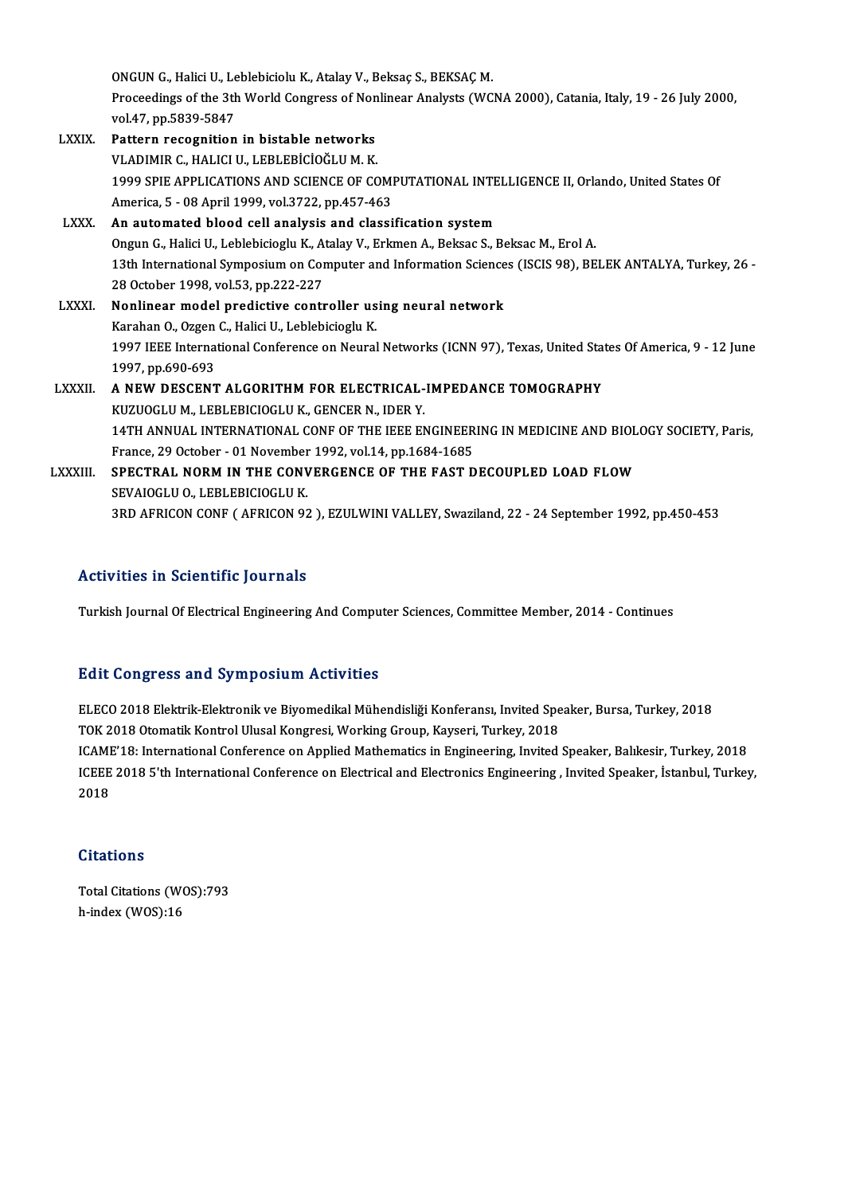ONGUN G., Halici U., Leblebiciolu K., Atalay V., Beksaç S., BEKSAÇ M.
Proceedings of the 3th World Congress of Nonlinear Analysts (WCNA 2000), Catania, Italy, 19 - 26 July 2000, vol.47, pp.5839-5847

LXXIX. **Pattern recognition in bistable networks**
VLADIMIR C., HALICI U., LEBLEBİCİOĞLU M. K.
1999 SPIE APPLICATIONS AND SCIENCE OF COMPUTATIONAL INTELLIGENCE II, Orlando, United States Of America, 5 - 08 April 1999, vol.3722, pp.457-463

LXXX. **An automated blood cell analysis and classification system**
Ongun G., Halici U., Leblebicioglu K., Atalay V., Erkmen A., Beksac S., Beksac M., Erol A.
13th International Symposium on Computer and Information Sciences (ISCIS 98), BELEK ANTALYA, Turkey, 26 - 28 October 1998, vol.53, pp.222-227

LXXXI. **Nonlinear model predictive controller using neural network**
Karahan O., Ozgen C., Halici U., Leblebicioglu K.
1997 IEEE International Conference on Neural Networks (ICNN 97), Texas, United States Of America, 9 - 12 June 1997, pp.690-693

LXXXII. **A NEW DESCENT ALGORITHM FOR ELECTRICAL-IMPEDANCE TOMOGRAPHY**
KUZUOGLU M., LEBLEBICIOGLU K., GENCER N., IDER Y.
14TH ANNUAL INTERNATIONAL CONF OF THE IEEE ENGINEERING IN MEDICINE AND BIOLOGY SOCIETY, Paris, France, 29 October - 01 November 1992, vol.14, pp.1684-1685

LXXXIII. **SPECTRAL NORM IN THE CONVERGENCE OF THE FAST DECOUPLED LOAD FLOW**
SEVAIOGLU O., LEBLEBICIOGLU K.
3RD AFRICON CONF ( AFRICON 92 ), EZULWINI VALLEY, Swaziland, 22 - 24 September 1992, pp.450-453

## Activities in Scientific Journals

Turkish Journal Of Electrical Engineering And Computer Sciences, Committee Member, 2014 - Continues

## Edit Congress and Symposium Activities

ELECO 2018 Elektrik-Elektronik ve Biyomedikal Mühendisliği Konferansı, Invited Speaker, Bursa, Turkey, 2018
TOK 2018 Otomatik Kontrol Ulusal Kongresi, Working Group, Kayseri, Turkey, 2018
ICAME'18: International Conference on Applied Mathematics in Engineering, Invited Speaker, Balıkesir, Turkey, 2018
ICEEE 2018 5'th International Conference on Electrical and Electronics Engineering , Invited Speaker, İstanbul, Turkey, 2018

## Citations

Total Citations (WOS):793
h-index (WOS):16